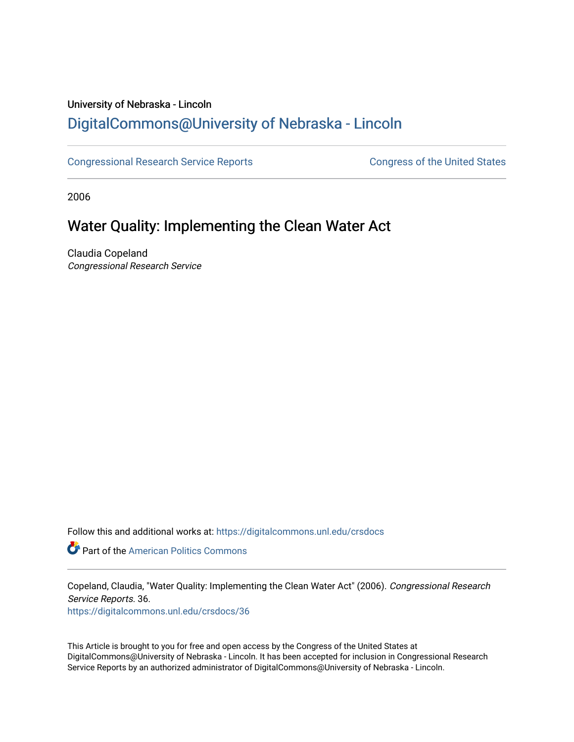University of Nebraska - Lincoln

## DigitalCommons@University of Nebraska - Lincoln

Congressional Research Service Reports | Congress of the United States

2006

# Water Quality: Implementing the Clean Water Act

Claudia Copeland
*Congressional Research Service*

Follow this and additional works at: https://digitalcommons.unl.edu/crsdocs

Part of the American Politics Commons

Copeland, Claudia, "Water Quality: Implementing the Clean Water Act" (2006). *Congressional Research Service Reports*. 36.
https://digitalcommons.unl.edu/crsdocs/36

This Article is brought to you for free and open access by the Congress of the United States at DigitalCommons@University of Nebraska - Lincoln. It has been accepted for inclusion in Congressional Research Service Reports by an authorized administrator of DigitalCommons@University of Nebraska - Lincoln.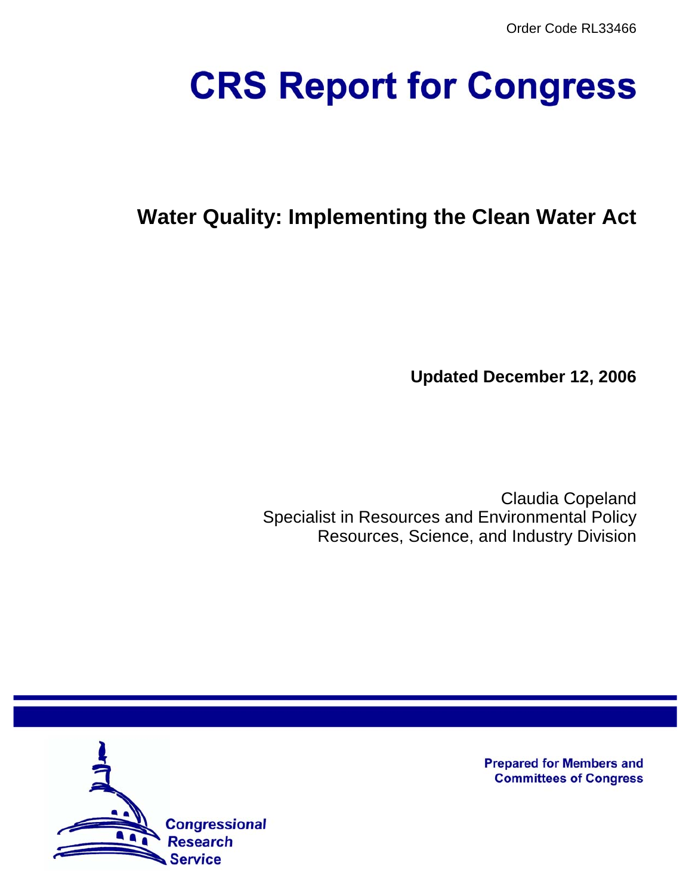Order Code RL33466

# CRS Report for Congress

## Water Quality: Implementing the Clean Water Act

**Updated December 12, 2006**

Claudia Copeland
Specialist in Resources and Environmental Policy
Resources, Science, and Industry Division

Prepared for Members and Committees of Congress

Congressional Research Service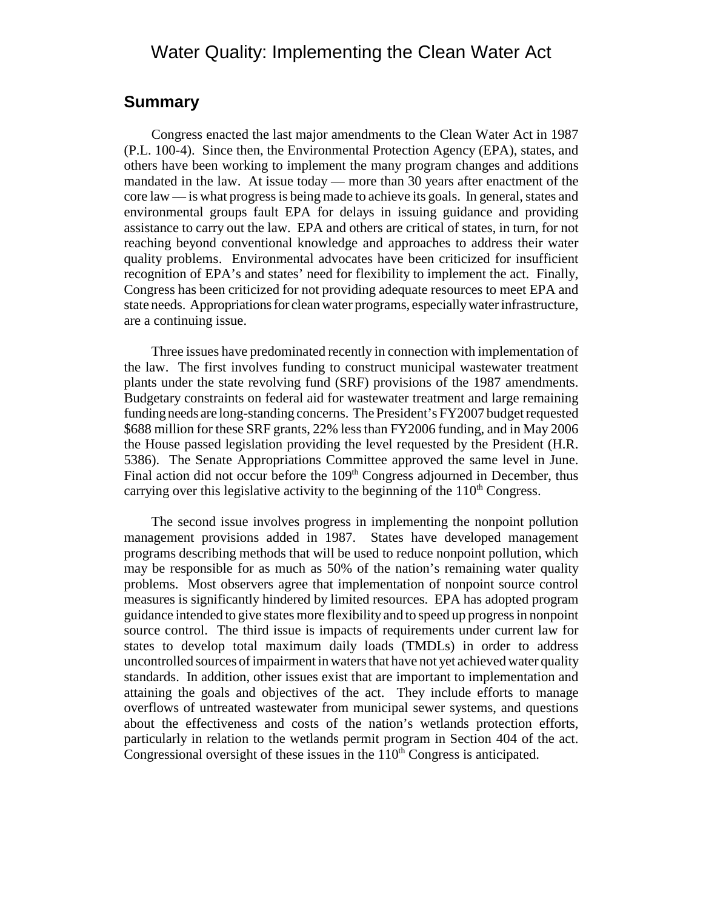# Water Quality: Implementing the Clean Water Act

## Summary

Congress enacted the last major amendments to the Clean Water Act in 1987 (P.L. 100-4). Since then, the Environmental Protection Agency (EPA), states, and others have been working to implement the many program changes and additions mandated in the law. At issue today — more than 30 years after enactment of the core law — is what progress is being made to achieve its goals. In general, states and environmental groups fault EPA for delays in issuing guidance and providing assistance to carry out the law. EPA and others are critical of states, in turn, for not reaching beyond conventional knowledge and approaches to address their water quality problems. Environmental advocates have been criticized for insufficient recognition of EPA's and states' need for flexibility to implement the act. Finally, Congress has been criticized for not providing adequate resources to meet EPA and state needs. Appropriations for clean water programs, especially water infrastructure, are a continuing issue.

Three issues have predominated recently in connection with implementation of the law. The first involves funding to construct municipal wastewater treatment plants under the state revolving fund (SRF) provisions of the 1987 amendments. Budgetary constraints on federal aid for wastewater treatment and large remaining funding needs are long-standing concerns. The President's FY2007 budget requested \$688 million for these SRF grants, 22% less than FY2006 funding, and in May 2006 the House passed legislation providing the level requested by the President (H.R. 5386). The Senate Appropriations Committee approved the same level in June. Final action did not occur before the 109th Congress adjourned in December, thus carrying over this legislative activity to the beginning of the 110th Congress.

The second issue involves progress in implementing the nonpoint pollution management provisions added in 1987. States have developed management programs describing methods that will be used to reduce nonpoint pollution, which may be responsible for as much as 50% of the nation's remaining water quality problems. Most observers agree that implementation of nonpoint source control measures is significantly hindered by limited resources. EPA has adopted program guidance intended to give states more flexibility and to speed up progress in nonpoint source control. The third issue is impacts of requirements under current law for states to develop total maximum daily loads (TMDLs) in order to address uncontrolled sources of impairment in waters that have not yet achieved water quality standards. In addition, other issues exist that are important to implementation and attaining the goals and objectives of the act. They include efforts to manage overflows of untreated wastewater from municipal sewer systems, and questions about the effectiveness and costs of the nation's wetlands protection efforts, particularly in relation to the wetlands permit program in Section 404 of the act. Congressional oversight of these issues in the 110th Congress is anticipated.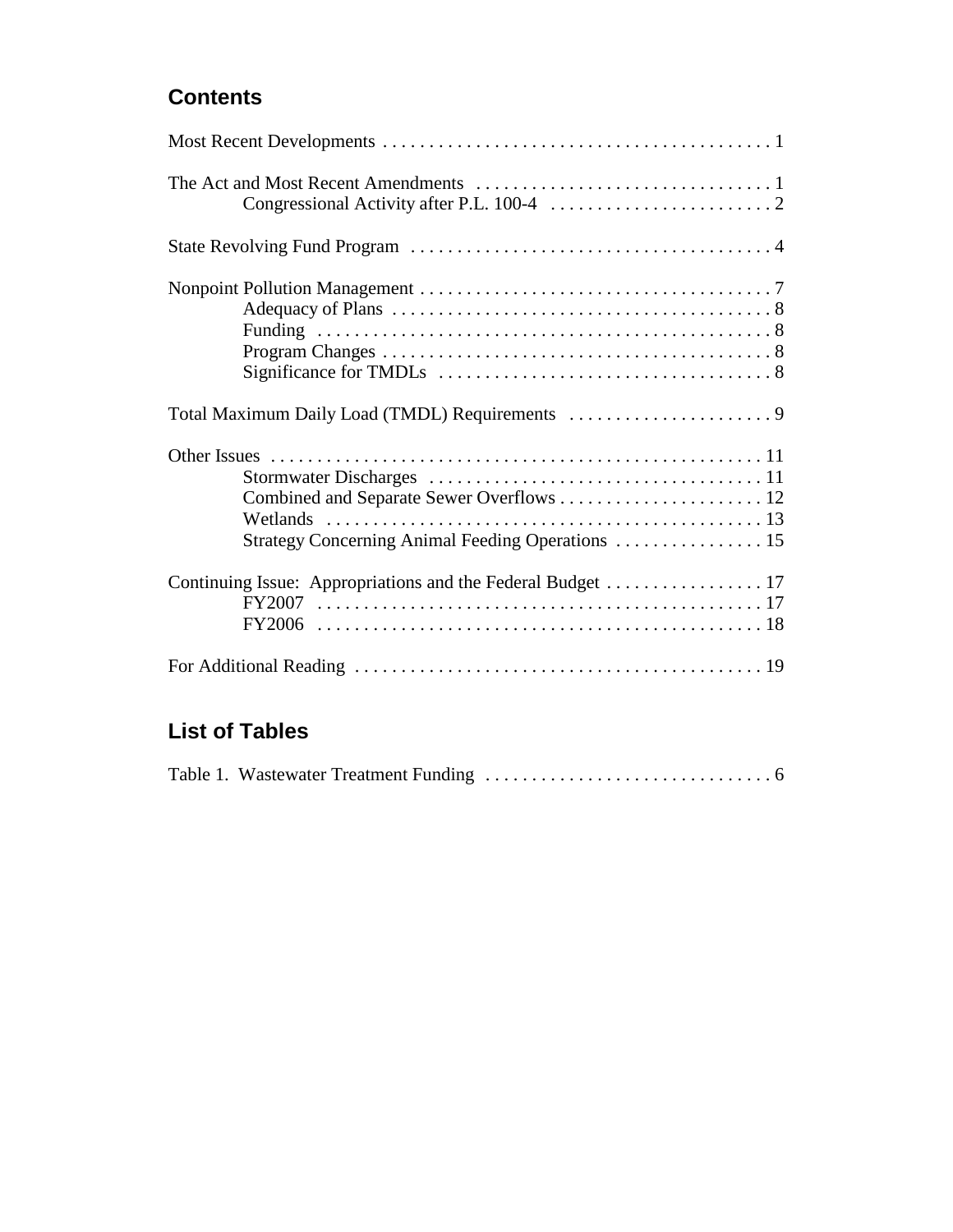## Contents

Most Recent Developments . . . . . . . . . . . . . . . . . . . . . . . . . . . . . . . . . . . . . . . . . . 1

The Act and Most Recent Amendments . . . . . . . . . . . . . . . . . . . . . . . . . . . . . . . . 1
- Congressional Activity after P.L. 100-4 . . . . . . . . . . . . . . . . . . . . . . . . . 2

State Revolving Fund Program . . . . . . . . . . . . . . . . . . . . . . . . . . . . . . . . . . . . . . . 4

Nonpoint Pollution Management . . . . . . . . . . . . . . . . . . . . . . . . . . . . . . . . . . . . . . 7
- Adequacy of Plans . . . . . . . . . . . . . . . . . . . . . . . . . . . . . . . . . . . . . . . . . 8
- Funding . . . . . . . . . . . . . . . . . . . . . . . . . . . . . . . . . . . . . . . . . . . . . . . . . 8
- Program Changes . . . . . . . . . . . . . . . . . . . . . . . . . . . . . . . . . . . . . . . . . . 8
- Significance for TMDLs . . . . . . . . . . . . . . . . . . . . . . . . . . . . . . . . . . . . 8

Total Maximum Daily Load (TMDL) Requirements . . . . . . . . . . . . . . . . . . . . . . 9

Other Issues . . . . . . . . . . . . . . . . . . . . . . . . . . . . . . . . . . . . . . . . . . . . . . . . . . . . . 11
- Stormwater Discharges . . . . . . . . . . . . . . . . . . . . . . . . . . . . . . . . . . . . 11
- Combined and Separate Sewer Overflows . . . . . . . . . . . . . . . . . . . . . . 12
- Wetlands . . . . . . . . . . . . . . . . . . . . . . . . . . . . . . . . . . . . . . . . . . . . . . . 13
- Strategy Concerning Animal Feeding Operations . . . . . . . . . . . . . . . . 15

Continuing Issue: Appropriations and the Federal Budget . . . . . . . . . . . . . . . . . 17
- FY2007 . . . . . . . . . . . . . . . . . . . . . . . . . . . . . . . . . . . . . . . . . . . . . . . . 17
- FY2006 . . . . . . . . . . . . . . . . . . . . . . . . . . . . . . . . . . . . . . . . . . . . . . . . 18

For Additional Reading . . . . . . . . . . . . . . . . . . . . . . . . . . . . . . . . . . . . . . . . . . . . 19

## List of Tables

Table 1. Wastewater Treatment Funding . . . . . . . . . . . . . . . . . . . . . . . . . . . . . . . 6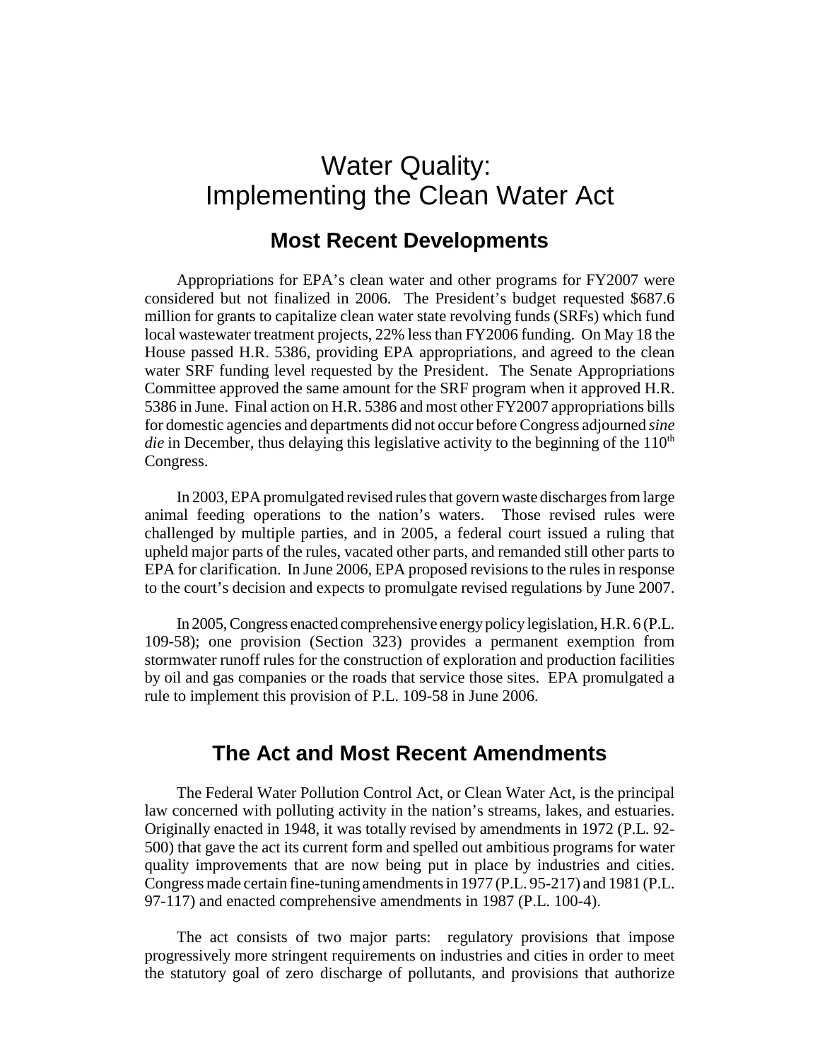# Water Quality: Implementing the Clean Water Act

## Most Recent Developments

Appropriations for EPA's clean water and other programs for FY2007 were considered but not finalized in 2006. The President's budget requested $687.6 million for grants to capitalize clean water state revolving funds (SRFs) which fund local wastewater treatment projects, 22% less than FY2006 funding. On May 18 the House passed H.R. 5386, providing EPA appropriations, and agreed to the clean water SRF funding level requested by the President. The Senate Appropriations Committee approved the same amount for the SRF program when it approved H.R. 5386 in June. Final action on H.R. 5386 and most other FY2007 appropriations bills for domestic agencies and departments did not occur before Congress adjourned *sine die* in December, thus delaying this legislative activity to the beginning of the 110th Congress.

In 2003, EPA promulgated revised rules that govern waste discharges from large animal feeding operations to the nation's waters. Those revised rules were challenged by multiple parties, and in 2005, a federal court issued a ruling that upheld major parts of the rules, vacated other parts, and remanded still other parts to EPA for clarification. In June 2006, EPA proposed revisions to the rules in response to the court's decision and expects to promulgate revised regulations by June 2007.

In 2005, Congress enacted comprehensive energy policy legislation, H.R. 6 (P.L. 109-58); one provision (Section 323) provides a permanent exemption from stormwater runoff rules for the construction of exploration and production facilities by oil and gas companies or the roads that service those sites. EPA promulgated a rule to implement this provision of P.L. 109-58 in June 2006.

## The Act and Most Recent Amendments

The Federal Water Pollution Control Act, or Clean Water Act, is the principal law concerned with polluting activity in the nation's streams, lakes, and estuaries. Originally enacted in 1948, it was totally revised by amendments in 1972 (P.L. 92-500) that gave the act its current form and spelled out ambitious programs for water quality improvements that are now being put in place by industries and cities. Congress made certain fine-tuning amendments in 1977 (P.L. 95-217) and 1981 (P.L. 97-117) and enacted comprehensive amendments in 1987 (P.L. 100-4).

The act consists of two major parts: regulatory provisions that impose progressively more stringent requirements on industries and cities in order to meet the statutory goal of zero discharge of pollutants, and provisions that authorize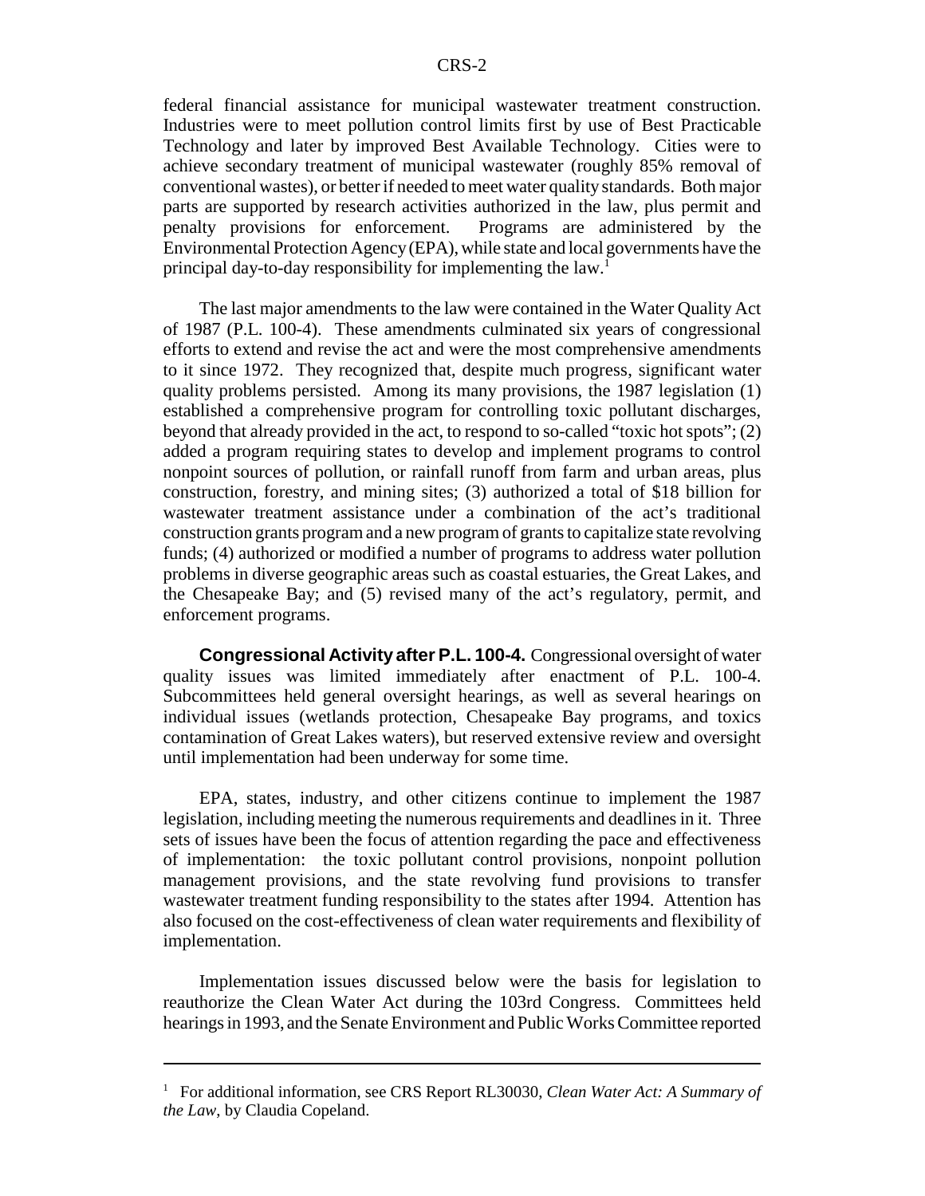federal financial assistance for municipal wastewater treatment construction. Industries were to meet pollution control limits first by use of Best Practicable Technology and later by improved Best Available Technology. Cities were to achieve secondary treatment of municipal wastewater (roughly 85% removal of conventional wastes), or better if needed to meet water quality standards. Both major parts are supported by research activities authorized in the law, plus permit and penalty provisions for enforcement. Programs are administered by the Environmental Protection Agency (EPA), while state and local governments have the principal day-to-day responsibility for implementing the law.[1]

The last major amendments to the law were contained in the Water Quality Act of 1987 (P.L. 100-4). These amendments culminated six years of congressional efforts to extend and revise the act and were the most comprehensive amendments to it since 1972. They recognized that, despite much progress, significant water quality problems persisted. Among its many provisions, the 1987 legislation (1) established a comprehensive program for controlling toxic pollutant discharges, beyond that already provided in the act, to respond to so-called "toxic hot spots"; (2) added a program requiring states to develop and implement programs to control nonpoint sources of pollution, or rainfall runoff from farm and urban areas, plus construction, forestry, and mining sites; (3) authorized a total of $18 billion for wastewater treatment assistance under a combination of the act's traditional construction grants program and a new program of grants to capitalize state revolving funds; (4) authorized or modified a number of programs to address water pollution problems in diverse geographic areas such as coastal estuaries, the Great Lakes, and the Chesapeake Bay; and (5) revised many of the act's regulatory, permit, and enforcement programs.

**Congressional Activity after P.L. 100-4.** Congressional oversight of water quality issues was limited immediately after enactment of P.L. 100-4. Subcommittees held general oversight hearings, as well as several hearings on individual issues (wetlands protection, Chesapeake Bay programs, and toxics contamination of Great Lakes waters), but reserved extensive review and oversight until implementation had been underway for some time.

EPA, states, industry, and other citizens continue to implement the 1987 legislation, including meeting the numerous requirements and deadlines in it. Three sets of issues have been the focus of attention regarding the pace and effectiveness of implementation: the toxic pollutant control provisions, nonpoint pollution management provisions, and the state revolving fund provisions to transfer wastewater treatment funding responsibility to the states after 1994. Attention has also focused on the cost-effectiveness of clean water requirements and flexibility of implementation.

Implementation issues discussed below were the basis for legislation to reauthorize the Clean Water Act during the 103rd Congress. Committees held hearings in 1993, and the Senate Environment and Public Works Committee reported

---

[1] For additional information, see CRS Report RL30030, *Clean Water Act: A Summary of the Law*, by Claudia Copeland.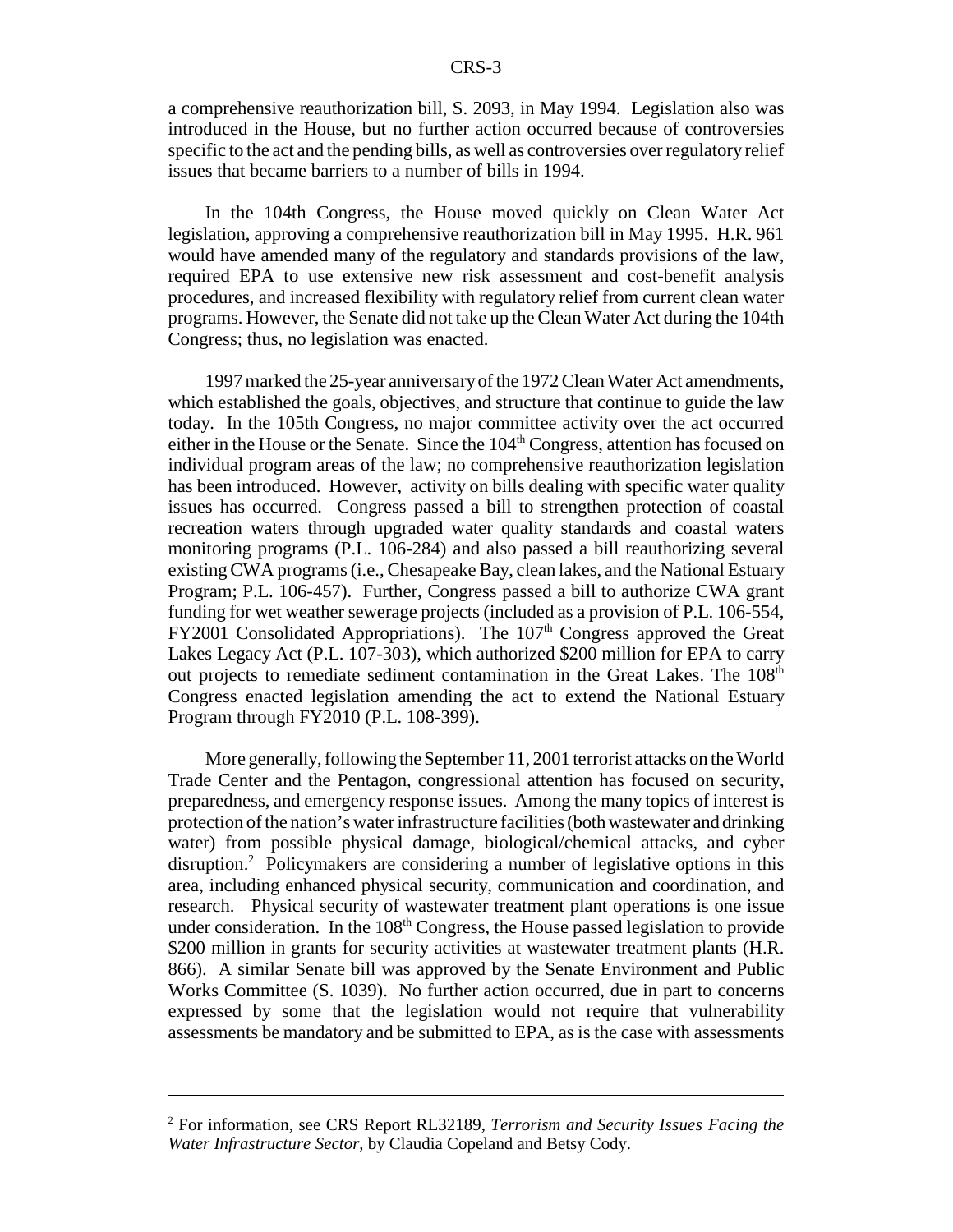a comprehensive reauthorization bill, S. 2093, in May 1994. Legislation also was introduced in the House, but no further action occurred because of controversies specific to the act and the pending bills, as well as controversies over regulatory relief issues that became barriers to a number of bills in 1994.

In the 104th Congress, the House moved quickly on Clean Water Act legislation, approving a comprehensive reauthorization bill in May 1995. H.R. 961 would have amended many of the regulatory and standards provisions of the law, required EPA to use extensive new risk assessment and cost-benefit analysis procedures, and increased flexibility with regulatory relief from current clean water programs. However, the Senate did not take up the Clean Water Act during the 104th Congress; thus, no legislation was enacted.

1997 marked the 25-year anniversary of the 1972 Clean Water Act amendments, which established the goals, objectives, and structure that continue to guide the law today. In the 105th Congress, no major committee activity over the act occurred either in the House or the Senate. Since the 104th Congress, attention has focused on individual program areas of the law; no comprehensive reauthorization legislation has been introduced. However, activity on bills dealing with specific water quality issues has occurred. Congress passed a bill to strengthen protection of coastal recreation waters through upgraded water quality standards and coastal waters monitoring programs (P.L. 106-284) and also passed a bill reauthorizing several existing CWA programs (i.e., Chesapeake Bay, clean lakes, and the National Estuary Program; P.L. 106-457). Further, Congress passed a bill to authorize CWA grant funding for wet weather sewerage projects (included as a provision of P.L. 106-554, FY2001 Consolidated Appropriations). The 107th Congress approved the Great Lakes Legacy Act (P.L. 107-303), which authorized $200 million for EPA to carry out projects to remediate sediment contamination in the Great Lakes. The 108th Congress enacted legislation amending the act to extend the National Estuary Program through FY2010 (P.L. 108-399).

More generally, following the September 11, 2001 terrorist attacks on the World Trade Center and the Pentagon, congressional attention has focused on security, preparedness, and emergency response issues. Among the many topics of interest is protection of the nation's water infrastructure facilities (both wastewater and drinking water) from possible physical damage, biological/chemical attacks, and cyber disruption.[2] Policymakers are considering a number of legislative options in this area, including enhanced physical security, communication and coordination, and research. Physical security of wastewater treatment plant operations is one issue under consideration. In the 108th Congress, the House passed legislation to provide $200 million in grants for security activities at wastewater treatment plants (H.R. 866). A similar Senate bill was approved by the Senate Environment and Public Works Committee (S. 1039). No further action occurred, due in part to concerns expressed by some that the legislation would not require that vulnerability assessments be mandatory and be submitted to EPA, as is the case with assessments

---

[2] For information, see CRS Report RL32189, *Terrorism and Security Issues Facing the Water Infrastructure Sector*, by Claudia Copeland and Betsy Cody.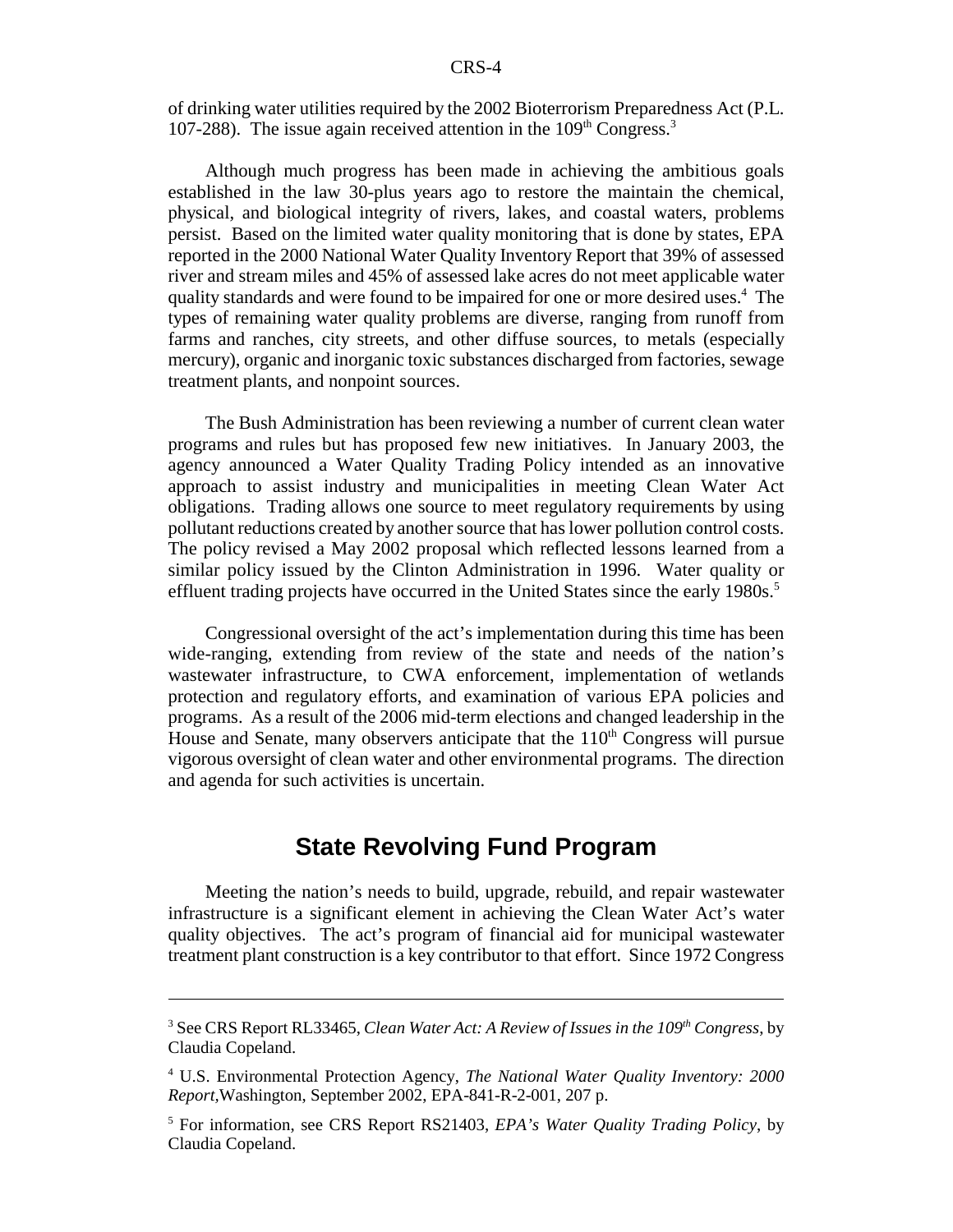of drinking water utilities required by the 2002 Bioterrorism Preparedness Act (P.L. 107-288). The issue again received attention in the 109th Congress.[3]

Although much progress has been made in achieving the ambitious goals established in the law 30-plus years ago to restore the maintain the chemical, physical, and biological integrity of rivers, lakes, and coastal waters, problems persist. Based on the limited water quality monitoring that is done by states, EPA reported in the 2000 National Water Quality Inventory Report that 39% of assessed river and stream miles and 45% of assessed lake acres do not meet applicable water quality standards and were found to be impaired for one or more desired uses.[4] The types of remaining water quality problems are diverse, ranging from runoff from farms and ranches, city streets, and other diffuse sources, to metals (especially mercury), organic and inorganic toxic substances discharged from factories, sewage treatment plants, and nonpoint sources.

The Bush Administration has been reviewing a number of current clean water programs and rules but has proposed few new initiatives. In January 2003, the agency announced a Water Quality Trading Policy intended as an innovative approach to assist industry and municipalities in meeting Clean Water Act obligations. Trading allows one source to meet regulatory requirements by using pollutant reductions created by another source that has lower pollution control costs. The policy revised a May 2002 proposal which reflected lessons learned from a similar policy issued by the Clinton Administration in 1996. Water quality or effluent trading projects have occurred in the United States since the early 1980s.[5]

Congressional oversight of the act's implementation during this time has been wide-ranging, extending from review of the state and needs of the nation's wastewater infrastructure, to CWA enforcement, implementation of wetlands protection and regulatory efforts, and examination of various EPA policies and programs. As a result of the 2006 mid-term elections and changed leadership in the House and Senate, many observers anticipate that the 110th Congress will pursue vigorous oversight of clean water and other environmental programs. The direction and agenda for such activities is uncertain.

## State Revolving Fund Program

Meeting the nation's needs to build, upgrade, rebuild, and repair wastewater infrastructure is a significant element in achieving the Clean Water Act's water quality objectives. The act's program of financial aid for municipal wastewater treatment plant construction is a key contributor to that effort. Since 1972 Congress

---

[3] See CRS Report RL33465, *Clean Water Act: A Review of Issues in the 109th Congress*, by Claudia Copeland.

[4] U.S. Environmental Protection Agency, *The National Water Quality Inventory: 2000 Report*,Washington, September 2002, EPA-841-R-2-001, 207 p.

[5] For information, see CRS Report RS21403, *EPA's Water Quality Trading Policy*, by Claudia Copeland.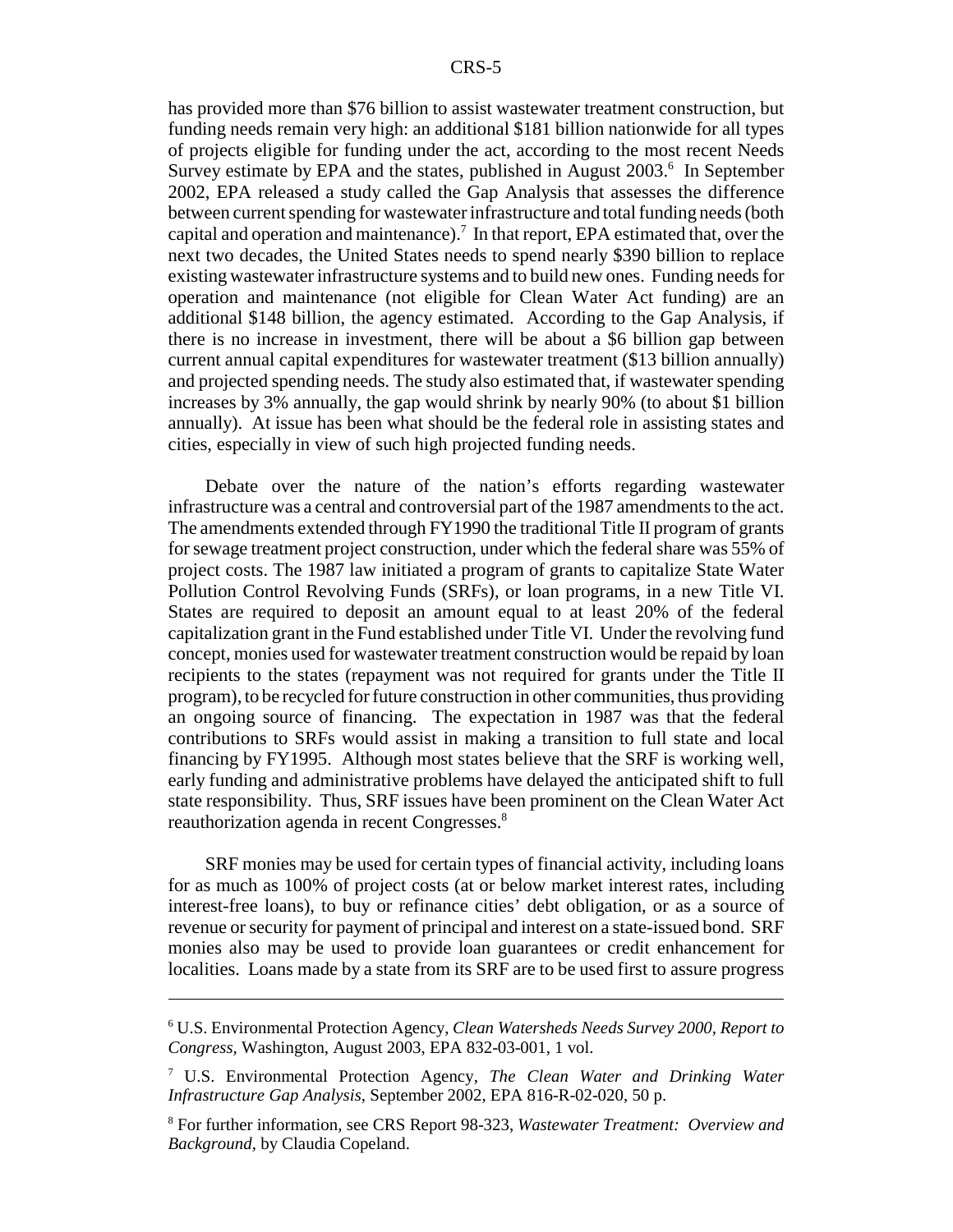has provided more than $76 billion to assist wastewater treatment construction, but funding needs remain very high: an additional $181 billion nationwide for all types of projects eligible for funding under the act, according to the most recent Needs Survey estimate by EPA and the states, published in August 2003.[6] In September 2002, EPA released a study called the Gap Analysis that assesses the difference between current spending for wastewater infrastructure and total funding needs (both capital and operation and maintenance).[7] In that report, EPA estimated that, over the next two decades, the United States needs to spend nearly $390 billion to replace existing wastewater infrastructure systems and to build new ones. Funding needs for operation and maintenance (not eligible for Clean Water Act funding) are an additional $148 billion, the agency estimated. According to the Gap Analysis, if there is no increase in investment, there will be about a $6 billion gap between current annual capital expenditures for wastewater treatment ($13 billion annually) and projected spending needs. The study also estimated that, if wastewater spending increases by 3% annually, the gap would shrink by nearly 90% (to about $1 billion annually). At issue has been what should be the federal role in assisting states and cities, especially in view of such high projected funding needs.

Debate over the nature of the nation's efforts regarding wastewater infrastructure was a central and controversial part of the 1987 amendments to the act. The amendments extended through FY1990 the traditional Title II program of grants for sewage treatment project construction, under which the federal share was 55% of project costs. The 1987 law initiated a program of grants to capitalize State Water Pollution Control Revolving Funds (SRFs), or loan programs, in a new Title VI. States are required to deposit an amount equal to at least 20% of the federal capitalization grant in the Fund established under Title VI. Under the revolving fund concept, monies used for wastewater treatment construction would be repaid by loan recipients to the states (repayment was not required for grants under the Title II program), to be recycled for future construction in other communities, thus providing an ongoing source of financing. The expectation in 1987 was that the federal contributions to SRFs would assist in making a transition to full state and local financing by FY1995. Although most states believe that the SRF is working well, early funding and administrative problems have delayed the anticipated shift to full state responsibility. Thus, SRF issues have been prominent on the Clean Water Act reauthorization agenda in recent Congresses.[8]

SRF monies may be used for certain types of financial activity, including loans for as much as 100% of project costs (at or below market interest rates, including interest-free loans), to buy or refinance cities' debt obligation, or as a source of revenue or security for payment of principal and interest on a state-issued bond. SRF monies also may be used to provide loan guarantees or credit enhancement for localities. Loans made by a state from its SRF are to be used first to assure progress

---

[6] U.S. Environmental Protection Agency, *Clean Watersheds Needs Survey 2000, Report to Congress*, Washington, August 2003, EPA 832-03-001, 1 vol.

[7] U.S. Environmental Protection Agency, *The Clean Water and Drinking Water Infrastructure Gap Analysis*, September 2002, EPA 816-R-02-020, 50 p.

[8] For further information, see CRS Report 98-323, *Wastewater Treatment: Overview and Background*, by Claudia Copeland.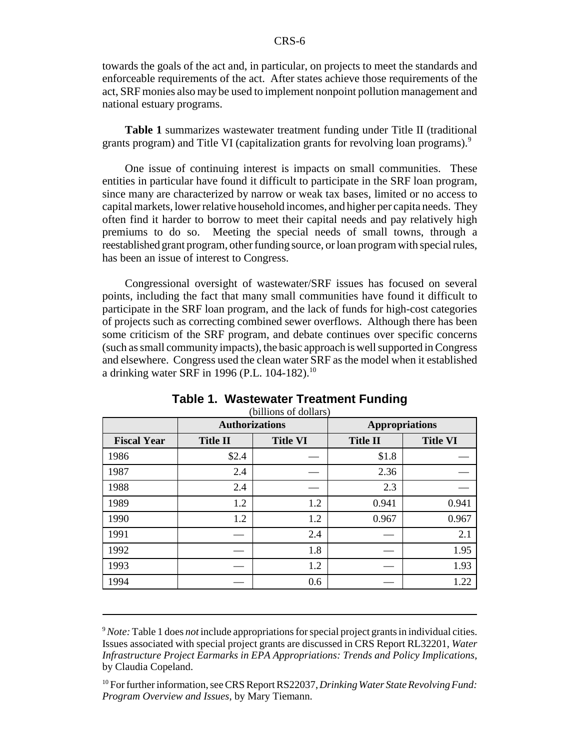towards the goals of the act and, in particular, on projects to meet the standards and enforceable requirements of the act. After states achieve those requirements of the act, SRF monies also may be used to implement nonpoint pollution management and national estuary programs.

**Table 1** summarizes wastewater treatment funding under Title II (traditional grants program) and Title VI (capitalization grants for revolving loan programs).[9]

One issue of continuing interest is impacts on small communities. These entities in particular have found it difficult to participate in the SRF loan program, since many are characterized by narrow or weak tax bases, limited or no access to capital markets, lower relative household incomes, and higher per capita needs. They often find it harder to borrow to meet their capital needs and pay relatively high premiums to do so. Meeting the special needs of small towns, through a reestablished grant program, other funding source, or loan program with special rules, has been an issue of interest to Congress.

Congressional oversight of wastewater/SRF issues has focused on several points, including the fact that many small communities have found it difficult to participate in the SRF loan program, and the lack of funds for high-cost categories of projects such as correcting combined sewer overflows. Although there has been some criticism of the SRF program, and debate continues over specific concerns (such as small community impacts), the basic approach is well supported in Congress and elsewhere. Congress used the clean water SRF as the model when it established a drinking water SRF in 1996 (P.L. 104-182).[10]

**Table 1. Wastewater Treatment Funding**

(billions of dollars)

| | Authorizations | | Appropriations | |
|---|---|---|---|---|
| **Fiscal Year** | **Title II** | **Title VI** | **Title II** | **Title VI** |
| 1986 | $2.4 | — | $1.8 | — |
| 1987 | 2.4 | — | 2.36 | — |
| 1988 | 2.4 | — | 2.3 | — |
| 1989 | 1.2 | 1.2 | 0.941 | 0.941 |
| 1990 | 1.2 | 1.2 | 0.967 | 0.967 |
| 1991 | — | 2.4 | — | 2.1 |
| 1992 | — | 1.8 | — | 1.95 |
| 1993 | — | 1.2 | — | 1.93 |
| 1994 | — | 0.6 | — | 1.22 |

[9] *Note:* Table 1 does *not* include appropriations for special project grants in individual cities. Issues associated with special project grants are discussed in CRS Report RL32201, *Water Infrastructure Project Earmarks in EPA Appropriations: Trends and Policy Implications*, by Claudia Copeland.

[10] For further information, see CRS Report RS22037, *Drinking Water State Revolving Fund: Program Overview and Issues*, by Mary Tiemann.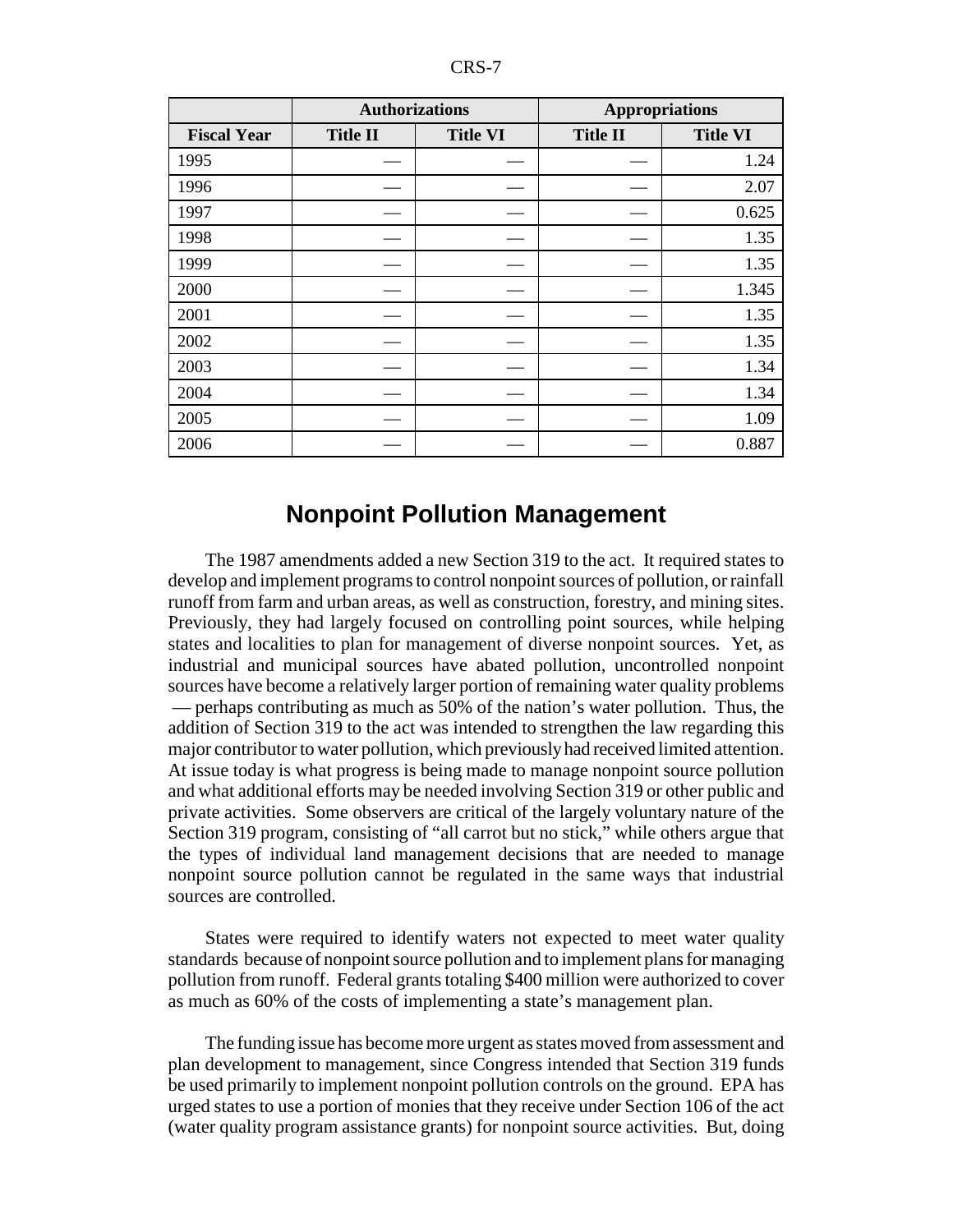| | Authorizations | | Appropriations | |
|---|---|---|---|---|
| Fiscal Year | Title II | Title VI | Title II | Title VI |
| 1995 | — | — | — | 1.24 |
| 1996 | — | — | — | 2.07 |
| 1997 | — | — | — | 0.625 |
| 1998 | — | — | — | 1.35 |
| 1999 | — | — | — | 1.35 |
| 2000 | — | — | — | 1.345 |
| 2001 | — | — | — | 1.35 |
| 2002 | — | — | — | 1.35 |
| 2003 | — | — | — | 1.34 |
| 2004 | — | — | — | 1.34 |
| 2005 | — | — | — | 1.09 |
| 2006 | — | — | — | 0.887 |

## Nonpoint Pollution Management

The 1987 amendments added a new Section 319 to the act. It required states to develop and implement programs to control nonpoint sources of pollution, or rainfall runoff from farm and urban areas, as well as construction, forestry, and mining sites. Previously, they had largely focused on controlling point sources, while helping states and localities to plan for management of diverse nonpoint sources. Yet, as industrial and municipal sources have abated pollution, uncontrolled nonpoint sources have become a relatively larger portion of remaining water quality problems — perhaps contributing as much as 50% of the nation's water pollution. Thus, the addition of Section 319 to the act was intended to strengthen the law regarding this major contributor to water pollution, which previously had received limited attention. At issue today is what progress is being made to manage nonpoint source pollution and what additional efforts may be needed involving Section 319 or other public and private activities. Some observers are critical of the largely voluntary nature of the Section 319 program, consisting of "all carrot but no stick," while others argue that the types of individual land management decisions that are needed to manage nonpoint source pollution cannot be regulated in the same ways that industrial sources are controlled.

States were required to identify waters not expected to meet water quality standards because of nonpoint source pollution and to implement plans for managing pollution from runoff. Federal grants totaling $400 million were authorized to cover as much as 60% of the costs of implementing a state's management plan.

The funding issue has become more urgent as states moved from assessment and plan development to management, since Congress intended that Section 319 funds be used primarily to implement nonpoint pollution controls on the ground. EPA has urged states to use a portion of monies that they receive under Section 106 of the act (water quality program assistance grants) for nonpoint source activities. But, doing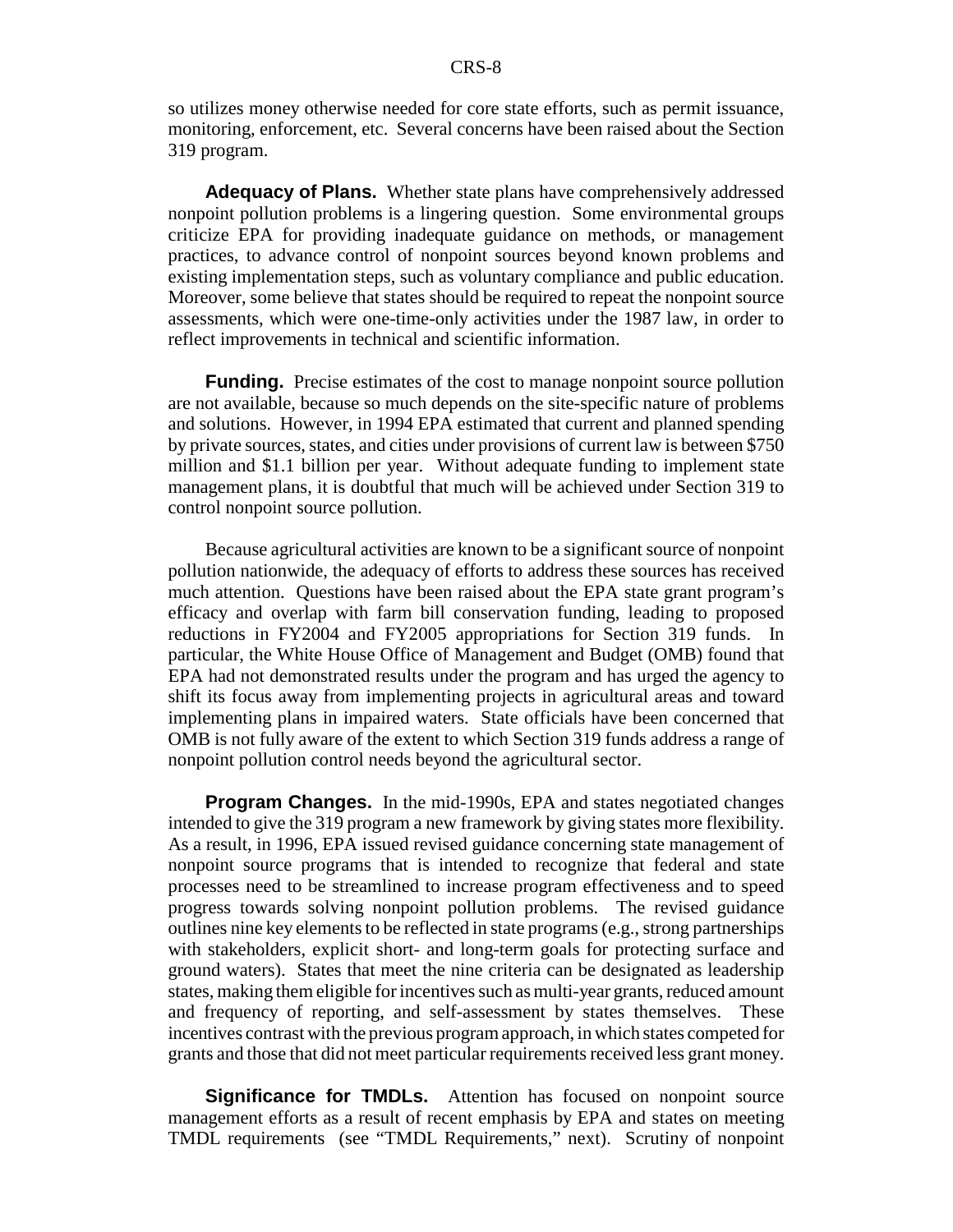so utilizes money otherwise needed for core state efforts, such as permit issuance, monitoring, enforcement, etc. Several concerns have been raised about the Section 319 program.

**Adequacy of Plans.** Whether state plans have comprehensively addressed nonpoint pollution problems is a lingering question. Some environmental groups criticize EPA for providing inadequate guidance on methods, or management practices, to advance control of nonpoint sources beyond known problems and existing implementation steps, such as voluntary compliance and public education. Moreover, some believe that states should be required to repeat the nonpoint source assessments, which were one-time-only activities under the 1987 law, in order to reflect improvements in technical and scientific information.

**Funding.** Precise estimates of the cost to manage nonpoint source pollution are not available, because so much depends on the site-specific nature of problems and solutions. However, in 1994 EPA estimated that current and planned spending by private sources, states, and cities under provisions of current law is between $750 million and $1.1 billion per year. Without adequate funding to implement state management plans, it is doubtful that much will be achieved under Section 319 to control nonpoint source pollution.

Because agricultural activities are known to be a significant source of nonpoint pollution nationwide, the adequacy of efforts to address these sources has received much attention. Questions have been raised about the EPA state grant program's efficacy and overlap with farm bill conservation funding, leading to proposed reductions in FY2004 and FY2005 appropriations for Section 319 funds. In particular, the White House Office of Management and Budget (OMB) found that EPA had not demonstrated results under the program and has urged the agency to shift its focus away from implementing projects in agricultural areas and toward implementing plans in impaired waters. State officials have been concerned that OMB is not fully aware of the extent to which Section 319 funds address a range of nonpoint pollution control needs beyond the agricultural sector.

**Program Changes.** In the mid-1990s, EPA and states negotiated changes intended to give the 319 program a new framework by giving states more flexibility. As a result, in 1996, EPA issued revised guidance concerning state management of nonpoint source programs that is intended to recognize that federal and state processes need to be streamlined to increase program effectiveness and to speed progress towards solving nonpoint pollution problems. The revised guidance outlines nine key elements to be reflected in state programs (e.g., strong partnerships with stakeholders, explicit short- and long-term goals for protecting surface and ground waters). States that meet the nine criteria can be designated as leadership states, making them eligible for incentives such as multi-year grants, reduced amount and frequency of reporting, and self-assessment by states themselves. These incentives contrast with the previous program approach, in which states competed for grants and those that did not meet particular requirements received less grant money.

**Significance for TMDLs.** Attention has focused on nonpoint source management efforts as a result of recent emphasis by EPA and states on meeting TMDL requirements (see "TMDL Requirements," next). Scrutiny of nonpoint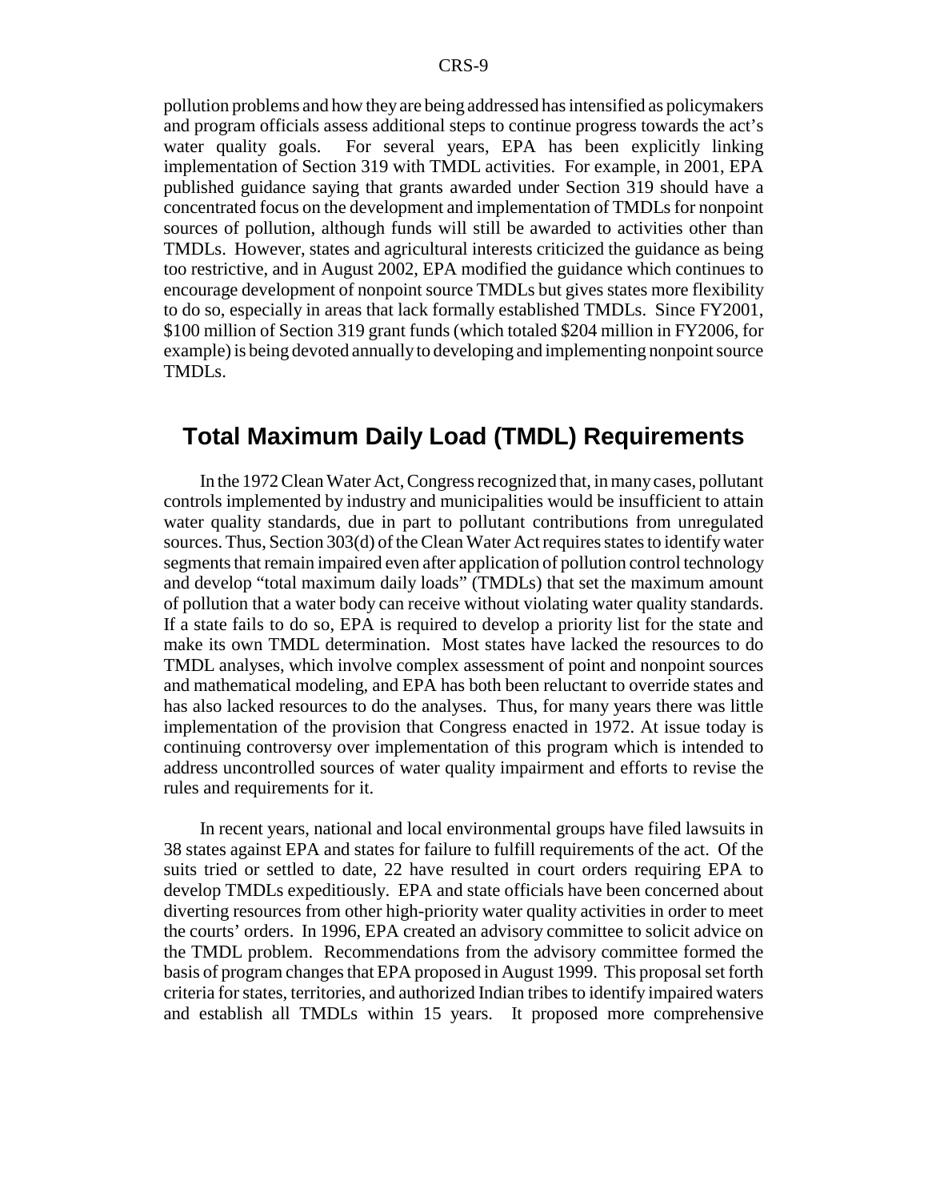pollution problems and how they are being addressed has intensified as policymakers and program officials assess additional steps to continue progress towards the act's water quality goals. For several years, EPA has been explicitly linking implementation of Section 319 with TMDL activities. For example, in 2001, EPA published guidance saying that grants awarded under Section 319 should have a concentrated focus on the development and implementation of TMDLs for nonpoint sources of pollution, although funds will still be awarded to activities other than TMDLs. However, states and agricultural interests criticized the guidance as being too restrictive, and in August 2002, EPA modified the guidance which continues to encourage development of nonpoint source TMDLs but gives states more flexibility to do so, especially in areas that lack formally established TMDLs. Since FY2001, \$100 million of Section 319 grant funds (which totaled \$204 million in FY2006, for example) is being devoted annually to developing and implementing nonpoint source TMDLs.

## Total Maximum Daily Load (TMDL) Requirements

In the 1972 Clean Water Act, Congress recognized that, in many cases, pollutant controls implemented by industry and municipalities would be insufficient to attain water quality standards, due in part to pollutant contributions from unregulated sources. Thus, Section 303(d) of the Clean Water Act requires states to identify water segments that remain impaired even after application of pollution control technology and develop "total maximum daily loads" (TMDLs) that set the maximum amount of pollution that a water body can receive without violating water quality standards. If a state fails to do so, EPA is required to develop a priority list for the state and make its own TMDL determination. Most states have lacked the resources to do TMDL analyses, which involve complex assessment of point and nonpoint sources and mathematical modeling, and EPA has both been reluctant to override states and has also lacked resources to do the analyses. Thus, for many years there was little implementation of the provision that Congress enacted in 1972. At issue today is continuing controversy over implementation of this program which is intended to address uncontrolled sources of water quality impairment and efforts to revise the rules and requirements for it.

In recent years, national and local environmental groups have filed lawsuits in 38 states against EPA and states for failure to fulfill requirements of the act. Of the suits tried or settled to date, 22 have resulted in court orders requiring EPA to develop TMDLs expeditiously. EPA and state officials have been concerned about diverting resources from other high-priority water quality activities in order to meet the courts' orders. In 1996, EPA created an advisory committee to solicit advice on the TMDL problem. Recommendations from the advisory committee formed the basis of program changes that EPA proposed in August 1999. This proposal set forth criteria for states, territories, and authorized Indian tribes to identify impaired waters and establish all TMDLs within 15 years. It proposed more comprehensive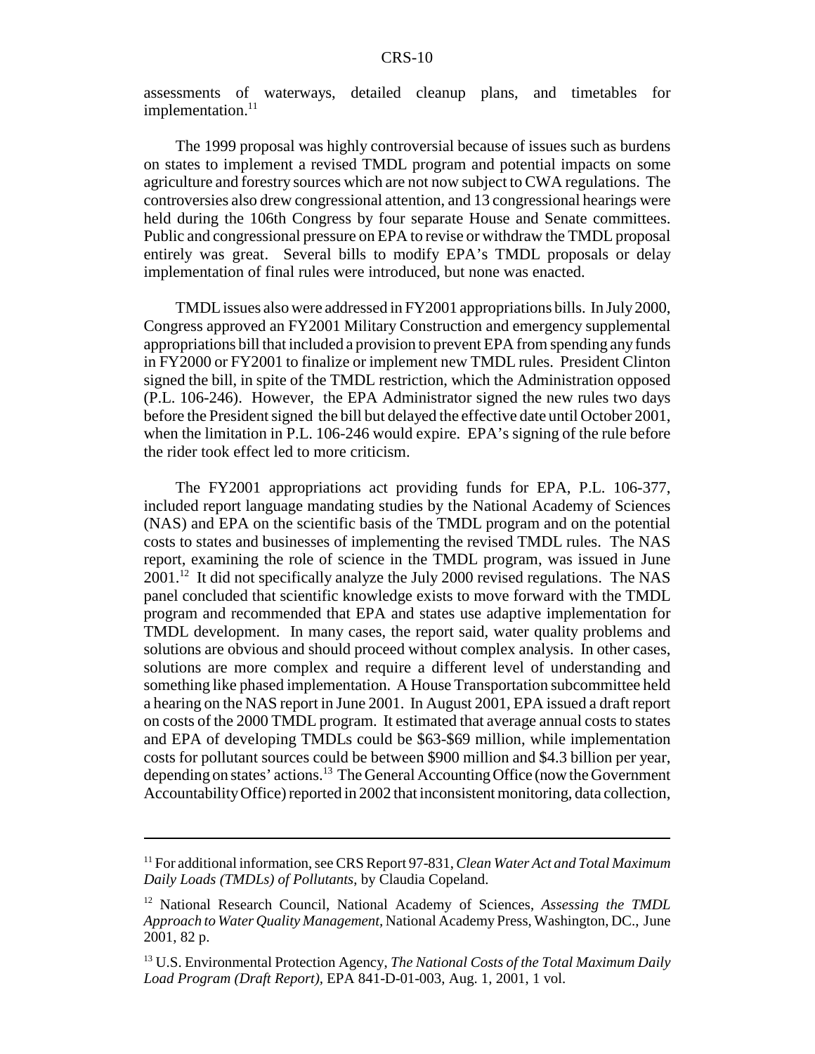assessments of waterways, detailed cleanup plans, and timetables for implementation.[11]

The 1999 proposal was highly controversial because of issues such as burdens on states to implement a revised TMDL program and potential impacts on some agriculture and forestry sources which are not now subject to CWA regulations. The controversies also drew congressional attention, and 13 congressional hearings were held during the 106th Congress by four separate House and Senate committees. Public and congressional pressure on EPA to revise or withdraw the TMDL proposal entirely was great. Several bills to modify EPA's TMDL proposals or delay implementation of final rules were introduced, but none was enacted.

TMDL issues also were addressed in FY2001 appropriations bills. In July 2000, Congress approved an FY2001 Military Construction and emergency supplemental appropriations bill that included a provision to prevent EPA from spending any funds in FY2000 or FY2001 to finalize or implement new TMDL rules. President Clinton signed the bill, in spite of the TMDL restriction, which the Administration opposed (P.L. 106-246). However, the EPA Administrator signed the new rules two days before the President signed the bill but delayed the effective date until October 2001, when the limitation in P.L. 106-246 would expire. EPA's signing of the rule before the rider took effect led to more criticism.

The FY2001 appropriations act providing funds for EPA, P.L. 106-377, included report language mandating studies by the National Academy of Sciences (NAS) and EPA on the scientific basis of the TMDL program and on the potential costs to states and businesses of implementing the revised TMDL rules. The NAS report, examining the role of science in the TMDL program, was issued in June 2001.[12] It did not specifically analyze the July 2000 revised regulations. The NAS panel concluded that scientific knowledge exists to move forward with the TMDL program and recommended that EPA and states use adaptive implementation for TMDL development. In many cases, the report said, water quality problems and solutions are obvious and should proceed without complex analysis. In other cases, solutions are more complex and require a different level of understanding and something like phased implementation. A House Transportation subcommittee held a hearing on the NAS report in June 2001. In August 2001, EPA issued a draft report on costs of the 2000 TMDL program. It estimated that average annual costs to states and EPA of developing TMDLs could be \$63-\$69 million, while implementation costs for pollutant sources could be between \$900 million and \$4.3 billion per year, depending on states' actions.[13] The General Accounting Office (now the Government Accountability Office) reported in 2002 that inconsistent monitoring, data collection,

---

[11] For additional information, see CRS Report 97-831, *Clean Water Act and Total Maximum Daily Loads (TMDLs) of Pollutants*, by Claudia Copeland.

[12] National Research Council, National Academy of Sciences, *Assessing the TMDL Approach to Water Quality Management*, National Academy Press, Washington, DC., June 2001, 82 p.

[13] U.S. Environmental Protection Agency, *The National Costs of the Total Maximum Daily Load Program (Draft Report)*, EPA 841-D-01-003, Aug. 1, 2001, 1 vol.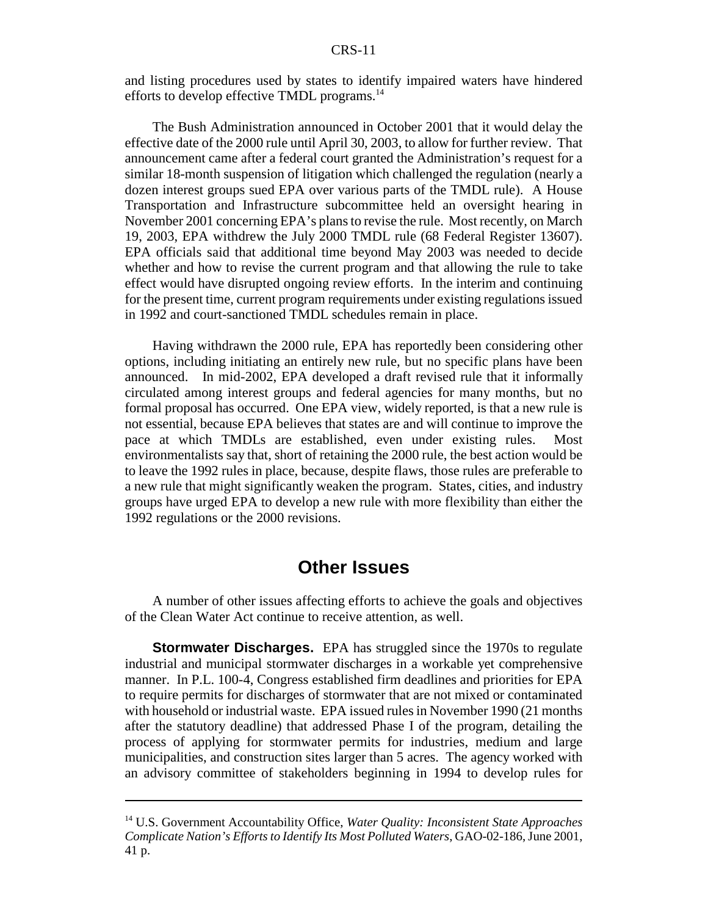and listing procedures used by states to identify impaired waters have hindered efforts to develop effective TMDL programs.[14]

The Bush Administration announced in October 2001 that it would delay the effective date of the 2000 rule until April 30, 2003, to allow for further review. That announcement came after a federal court granted the Administration's request for a similar 18-month suspension of litigation which challenged the regulation (nearly a dozen interest groups sued EPA over various parts of the TMDL rule). A House Transportation and Infrastructure subcommittee held an oversight hearing in November 2001 concerning EPA's plans to revise the rule. Most recently, on March 19, 2003, EPA withdrew the July 2000 TMDL rule (68 Federal Register 13607). EPA officials said that additional time beyond May 2003 was needed to decide whether and how to revise the current program and that allowing the rule to take effect would have disrupted ongoing review efforts. In the interim and continuing for the present time, current program requirements under existing regulations issued in 1992 and court-sanctioned TMDL schedules remain in place.

Having withdrawn the 2000 rule, EPA has reportedly been considering other options, including initiating an entirely new rule, but no specific plans have been announced. In mid-2002, EPA developed a draft revised rule that it informally circulated among interest groups and federal agencies for many months, but no formal proposal has occurred. One EPA view, widely reported, is that a new rule is not essential, because EPA believes that states are and will continue to improve the pace at which TMDLs are established, even under existing rules. Most environmentalists say that, short of retaining the 2000 rule, the best action would be to leave the 1992 rules in place, because, despite flaws, those rules are preferable to a new rule that might significantly weaken the program. States, cities, and industry groups have urged EPA to develop a new rule with more flexibility than either the 1992 regulations or the 2000 revisions.

## Other Issues

A number of other issues affecting efforts to achieve the goals and objectives of the Clean Water Act continue to receive attention, as well.

**Stormwater Discharges.** EPA has struggled since the 1970s to regulate industrial and municipal stormwater discharges in a workable yet comprehensive manner. In P.L. 100-4, Congress established firm deadlines and priorities for EPA to require permits for discharges of stormwater that are not mixed or contaminated with household or industrial waste. EPA issued rules in November 1990 (21 months after the statutory deadline) that addressed Phase I of the program, detailing the process of applying for stormwater permits for industries, medium and large municipalities, and construction sites larger than 5 acres. The agency worked with an advisory committee of stakeholders beginning in 1994 to develop rules for

---

[14] U.S. Government Accountability Office, *Water Quality: Inconsistent State Approaches Complicate Nation's Efforts to Identify Its Most Polluted Waters*, GAO-02-186, June 2001, 41 p.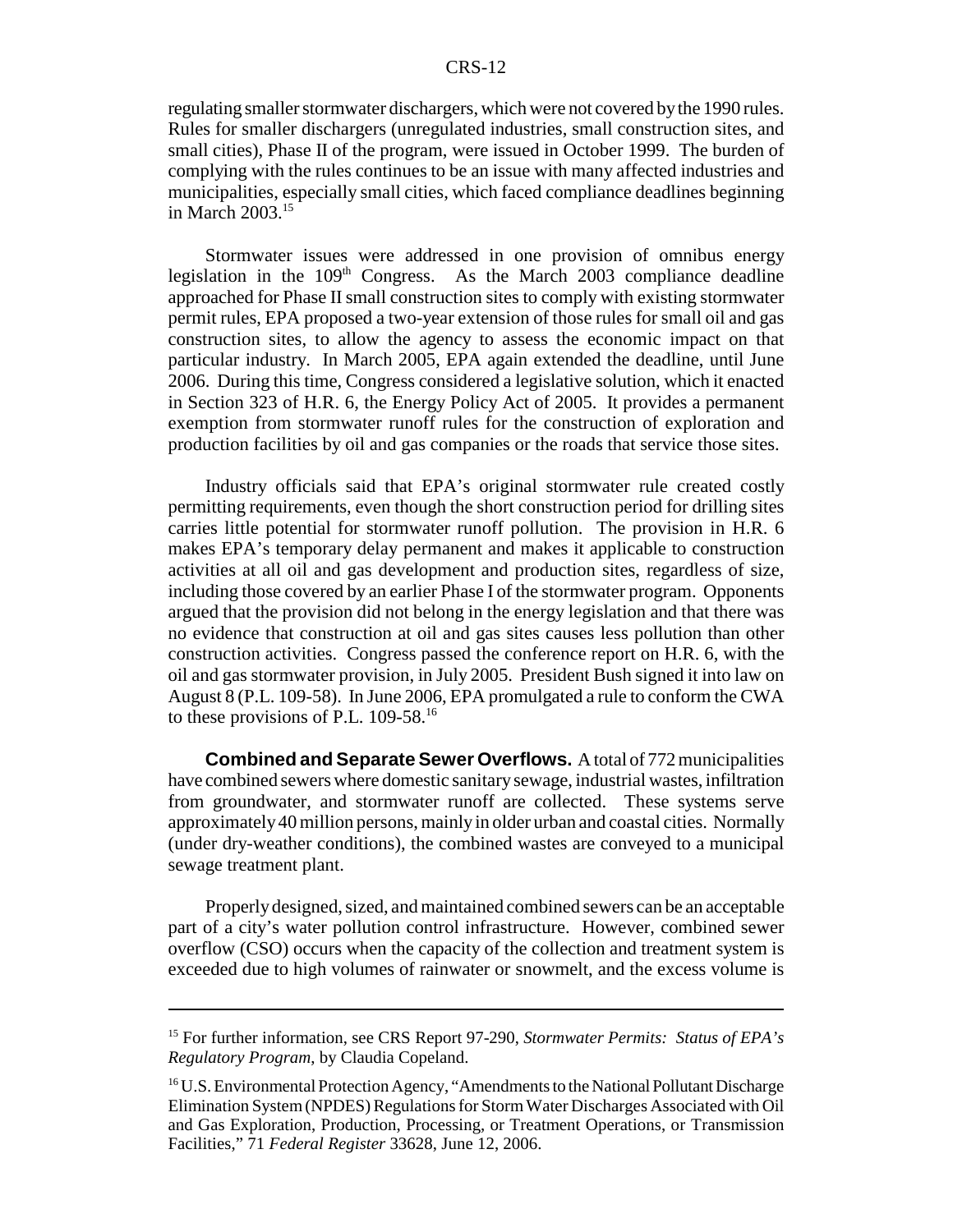regulating smaller stormwater dischargers, which were not covered by the 1990 rules. Rules for smaller dischargers (unregulated industries, small construction sites, and small cities), Phase II of the program, were issued in October 1999. The burden of complying with the rules continues to be an issue with many affected industries and municipalities, especially small cities, which faced compliance deadlines beginning in March 2003.[15]

Stormwater issues were addressed in one provision of omnibus energy legislation in the 109th Congress. As the March 2003 compliance deadline approached for Phase II small construction sites to comply with existing stormwater permit rules, EPA proposed a two-year extension of those rules for small oil and gas construction sites, to allow the agency to assess the economic impact on that particular industry. In March 2005, EPA again extended the deadline, until June 2006. During this time, Congress considered a legislative solution, which it enacted in Section 323 of H.R. 6, the Energy Policy Act of 2005. It provides a permanent exemption from stormwater runoff rules for the construction of exploration and production facilities by oil and gas companies or the roads that service those sites.

Industry officials said that EPA's original stormwater rule created costly permitting requirements, even though the short construction period for drilling sites carries little potential for stormwater runoff pollution. The provision in H.R. 6 makes EPA's temporary delay permanent and makes it applicable to construction activities at all oil and gas development and production sites, regardless of size, including those covered by an earlier Phase I of the stormwater program. Opponents argued that the provision did not belong in the energy legislation and that there was no evidence that construction at oil and gas sites causes less pollution than other construction activities. Congress passed the conference report on H.R. 6, with the oil and gas stormwater provision, in July 2005. President Bush signed it into law on August 8 (P.L. 109-58). In June 2006, EPA promulgated a rule to conform the CWA to these provisions of P.L. 109-58.[16]

**Combined and Separate Sewer Overflows.** A total of 772 municipalities have combined sewers where domestic sanitary sewage, industrial wastes, infiltration from groundwater, and stormwater runoff are collected. These systems serve approximately 40 million persons, mainly in older urban and coastal cities. Normally (under dry-weather conditions), the combined wastes are conveyed to a municipal sewage treatment plant.

Properly designed, sized, and maintained combined sewers can be an acceptable part of a city's water pollution control infrastructure. However, combined sewer overflow (CSO) occurs when the capacity of the collection and treatment system is exceeded due to high volumes of rainwater or snowmelt, and the excess volume is

---

[15] For further information, see CRS Report 97-290, *Stormwater Permits: Status of EPA's Regulatory Program*, by Claudia Copeland.

[16] U.S. Environmental Protection Agency, "Amendments to the National Pollutant Discharge Elimination System (NPDES) Regulations for Storm Water Discharges Associated with Oil and Gas Exploration, Production, Processing, or Treatment Operations, or Transmission Facilities," 71 *Federal Register* 33628, June 12, 2006.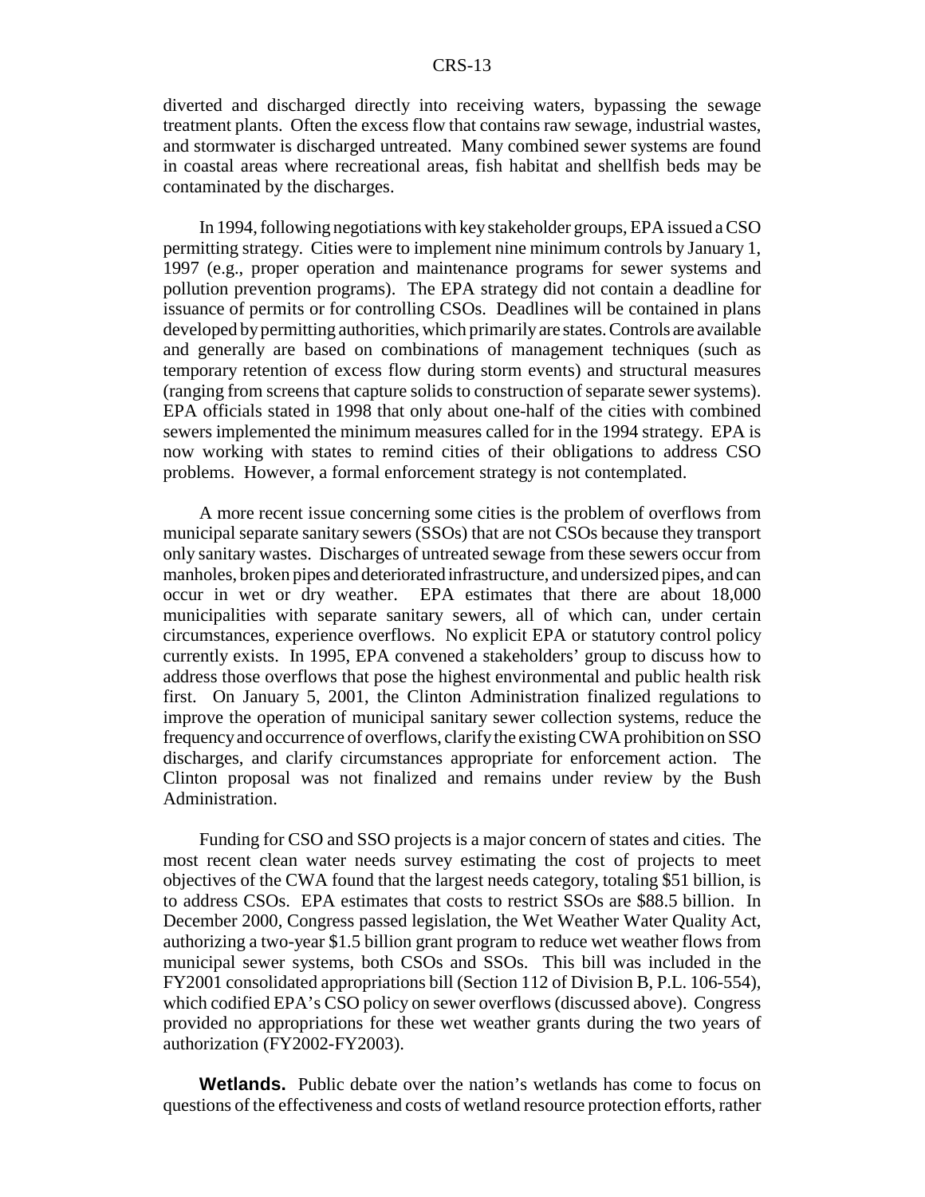diverted and discharged directly into receiving waters, bypassing the sewage treatment plants. Often the excess flow that contains raw sewage, industrial wastes, and stormwater is discharged untreated. Many combined sewer systems are found in coastal areas where recreational areas, fish habitat and shellfish beds may be contaminated by the discharges.

In 1994, following negotiations with key stakeholder groups, EPA issued a CSO permitting strategy. Cities were to implement nine minimum controls by January 1, 1997 (e.g., proper operation and maintenance programs for sewer systems and pollution prevention programs). The EPA strategy did not contain a deadline for issuance of permits or for controlling CSOs. Deadlines will be contained in plans developed by permitting authorities, which primarily are states. Controls are available and generally are based on combinations of management techniques (such as temporary retention of excess flow during storm events) and structural measures (ranging from screens that capture solids to construction of separate sewer systems). EPA officials stated in 1998 that only about one-half of the cities with combined sewers implemented the minimum measures called for in the 1994 strategy. EPA is now working with states to remind cities of their obligations to address CSO problems. However, a formal enforcement strategy is not contemplated.

A more recent issue concerning some cities is the problem of overflows from municipal separate sanitary sewers (SSOs) that are not CSOs because they transport only sanitary wastes. Discharges of untreated sewage from these sewers occur from manholes, broken pipes and deteriorated infrastructure, and undersized pipes, and can occur in wet or dry weather. EPA estimates that there are about 18,000 municipalities with separate sanitary sewers, all of which can, under certain circumstances, experience overflows. No explicit EPA or statutory control policy currently exists. In 1995, EPA convened a stakeholders' group to discuss how to address those overflows that pose the highest environmental and public health risk first. On January 5, 2001, the Clinton Administration finalized regulations to improve the operation of municipal sanitary sewer collection systems, reduce the frequency and occurrence of overflows, clarify the existing CWA prohibition on SSO discharges, and clarify circumstances appropriate for enforcement action. The Clinton proposal was not finalized and remains under review by the Bush Administration.

Funding for CSO and SSO projects is a major concern of states and cities. The most recent clean water needs survey estimating the cost of projects to meet objectives of the CWA found that the largest needs category, totaling $51 billion, is to address CSOs. EPA estimates that costs to restrict SSOs are $88.5 billion. In December 2000, Congress passed legislation, the Wet Weather Water Quality Act, authorizing a two-year $1.5 billion grant program to reduce wet weather flows from municipal sewer systems, both CSOs and SSOs. This bill was included in the FY2001 consolidated appropriations bill (Section 112 of Division B, P.L. 106-554), which codified EPA's CSO policy on sewer overflows (discussed above). Congress provided no appropriations for these wet weather grants during the two years of authorization (FY2002-FY2003).

**Wetlands.** Public debate over the nation's wetlands has come to focus on questions of the effectiveness and costs of wetland resource protection efforts, rather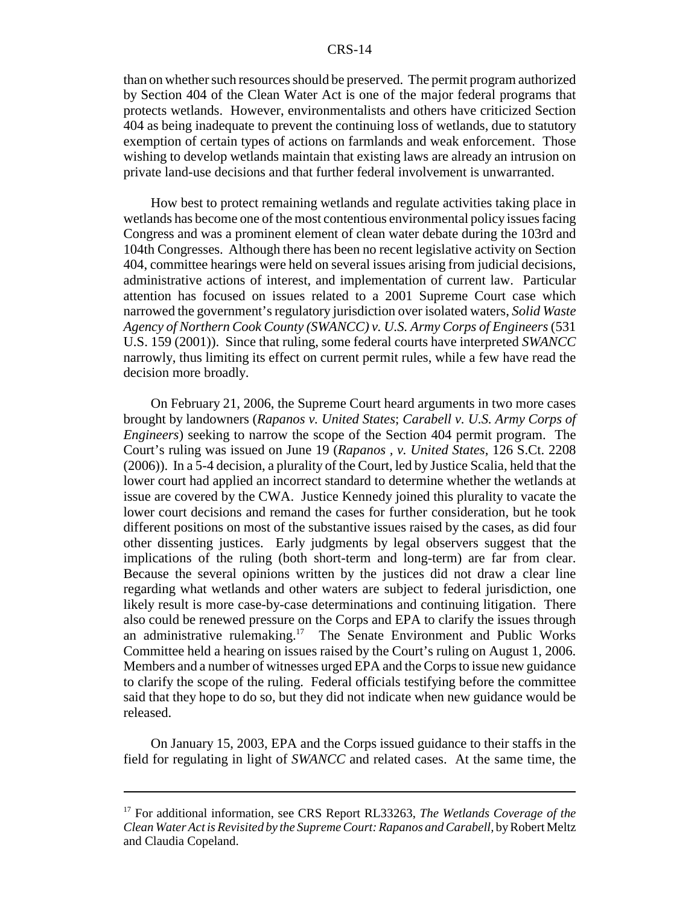than on whether such resources should be preserved. The permit program authorized by Section 404 of the Clean Water Act is one of the major federal programs that protects wetlands. However, environmentalists and others have criticized Section 404 as being inadequate to prevent the continuing loss of wetlands, due to statutory exemption of certain types of actions on farmlands and weak enforcement. Those wishing to develop wetlands maintain that existing laws are already an intrusion on private land-use decisions and that further federal involvement is unwarranted.

How best to protect remaining wetlands and regulate activities taking place in wetlands has become one of the most contentious environmental policy issues facing Congress and was a prominent element of clean water debate during the 103rd and 104th Congresses. Although there has been no recent legislative activity on Section 404, committee hearings were held on several issues arising from judicial decisions, administrative actions of interest, and implementation of current law. Particular attention has focused on issues related to a 2001 Supreme Court case which narrowed the government's regulatory jurisdiction over isolated waters, *Solid Waste Agency of Northern Cook County (SWANCC) v. U.S. Army Corps of Engineers* (531 U.S. 159 (2001)). Since that ruling, some federal courts have interpreted *SWANCC* narrowly, thus limiting its effect on current permit rules, while a few have read the decision more broadly.

On February 21, 2006, the Supreme Court heard arguments in two more cases brought by landowners (*Rapanos v. United States*; *Carabell v. U.S. Army Corps of Engineers*) seeking to narrow the scope of the Section 404 permit program. The Court's ruling was issued on June 19 (*Rapanos , v. United States*, 126 S.Ct. 2208 (2006)). In a 5-4 decision, a plurality of the Court, led by Justice Scalia, held that the lower court had applied an incorrect standard to determine whether the wetlands at issue are covered by the CWA. Justice Kennedy joined this plurality to vacate the lower court decisions and remand the cases for further consideration, but he took different positions on most of the substantive issues raised by the cases, as did four other dissenting justices. Early judgments by legal observers suggest that the implications of the ruling (both short-term and long-term) are far from clear. Because the several opinions written by the justices did not draw a clear line regarding what wetlands and other waters are subject to federal jurisdiction, one likely result is more case-by-case determinations and continuing litigation. There also could be renewed pressure on the Corps and EPA to clarify the issues through an administrative rulemaking.[17] The Senate Environment and Public Works Committee held a hearing on issues raised by the Court's ruling on August 1, 2006. Members and a number of witnesses urged EPA and the Corps to issue new guidance to clarify the scope of the ruling. Federal officials testifying before the committee said that they hope to do so, but they did not indicate when new guidance would be released.

On January 15, 2003, EPA and the Corps issued guidance to their staffs in the field for regulating in light of *SWANCC* and related cases. At the same time, the

---

[17] For additional information, see CRS Report RL33263, *The Wetlands Coverage of the Clean Water Act is Revisited by the Supreme Court: Rapanos and Carabell*, by Robert Meltz and Claudia Copeland.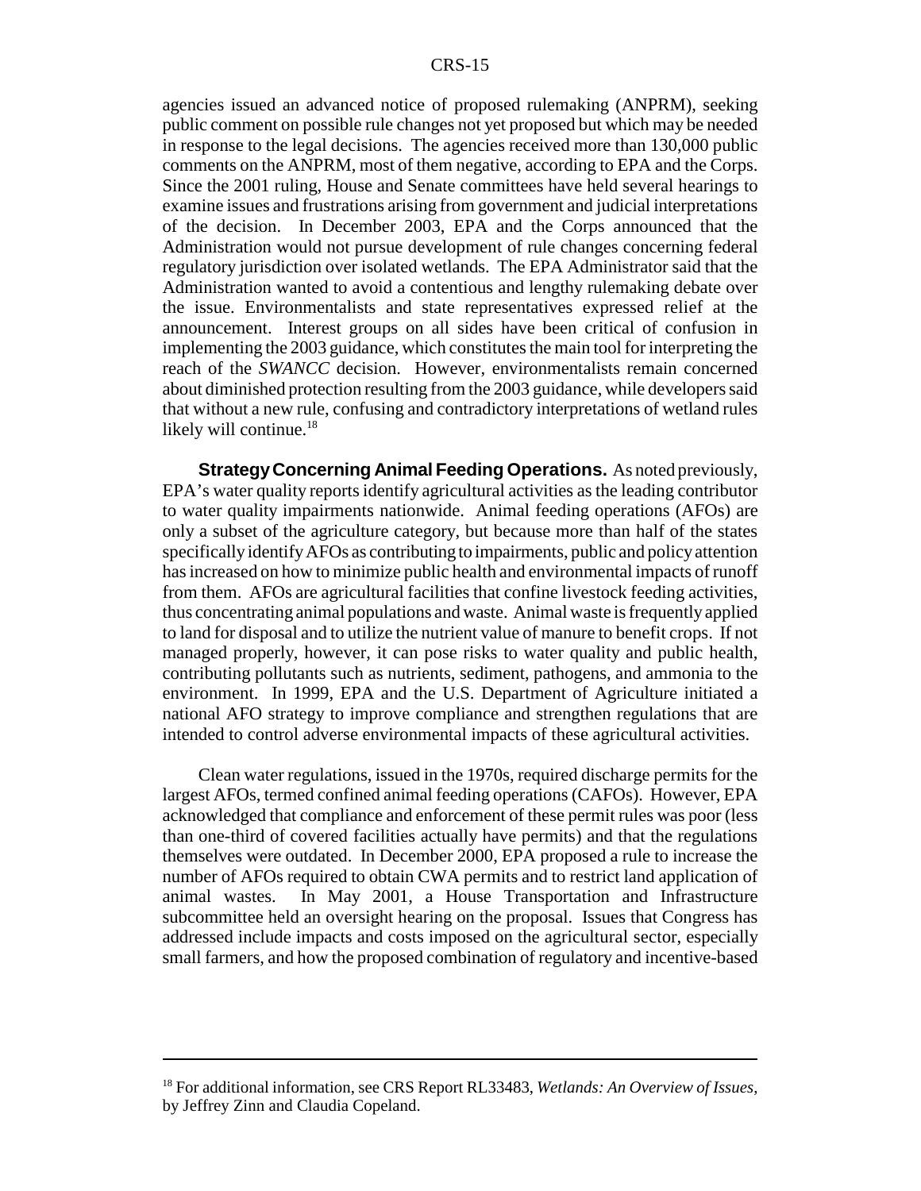agencies issued an advanced notice of proposed rulemaking (ANPRM), seeking public comment on possible rule changes not yet proposed but which may be needed in response to the legal decisions. The agencies received more than 130,000 public comments on the ANPRM, most of them negative, according to EPA and the Corps. Since the 2001 ruling, House and Senate committees have held several hearings to examine issues and frustrations arising from government and judicial interpretations of the decision. In December 2003, EPA and the Corps announced that the Administration would not pursue development of rule changes concerning federal regulatory jurisdiction over isolated wetlands. The EPA Administrator said that the Administration wanted to avoid a contentious and lengthy rulemaking debate over the issue. Environmentalists and state representatives expressed relief at the announcement. Interest groups on all sides have been critical of confusion in implementing the 2003 guidance, which constitutes the main tool for interpreting the reach of the *SWANCC* decision. However, environmentalists remain concerned about diminished protection resulting from the 2003 guidance, while developers said that without a new rule, confusing and contradictory interpretations of wetland rules likely will continue.[18]

**Strategy Concerning Animal Feeding Operations.** As noted previously, EPA's water quality reports identify agricultural activities as the leading contributor to water quality impairments nationwide. Animal feeding operations (AFOs) are only a subset of the agriculture category, but because more than half of the states specifically identify AFOs as contributing to impairments, public and policy attention has increased on how to minimize public health and environmental impacts of runoff from them. AFOs are agricultural facilities that confine livestock feeding activities, thus concentrating animal populations and waste. Animal waste is frequently applied to land for disposal and to utilize the nutrient value of manure to benefit crops. If not managed properly, however, it can pose risks to water quality and public health, contributing pollutants such as nutrients, sediment, pathogens, and ammonia to the environment. In 1999, EPA and the U.S. Department of Agriculture initiated a national AFO strategy to improve compliance and strengthen regulations that are intended to control adverse environmental impacts of these agricultural activities.

Clean water regulations, issued in the 1970s, required discharge permits for the largest AFOs, termed confined animal feeding operations (CAFOs). However, EPA acknowledged that compliance and enforcement of these permit rules was poor (less than one-third of covered facilities actually have permits) and that the regulations themselves were outdated. In December 2000, EPA proposed a rule to increase the number of AFOs required to obtain CWA permits and to restrict land application of animal wastes. In May 2001, a House Transportation and Infrastructure subcommittee held an oversight hearing on the proposal. Issues that Congress has addressed include impacts and costs imposed on the agricultural sector, especially small farmers, and how the proposed combination of regulatory and incentive-based

---

[18] For additional information, see CRS Report RL33483, *Wetlands: An Overview of Issues*, by Jeffrey Zinn and Claudia Copeland.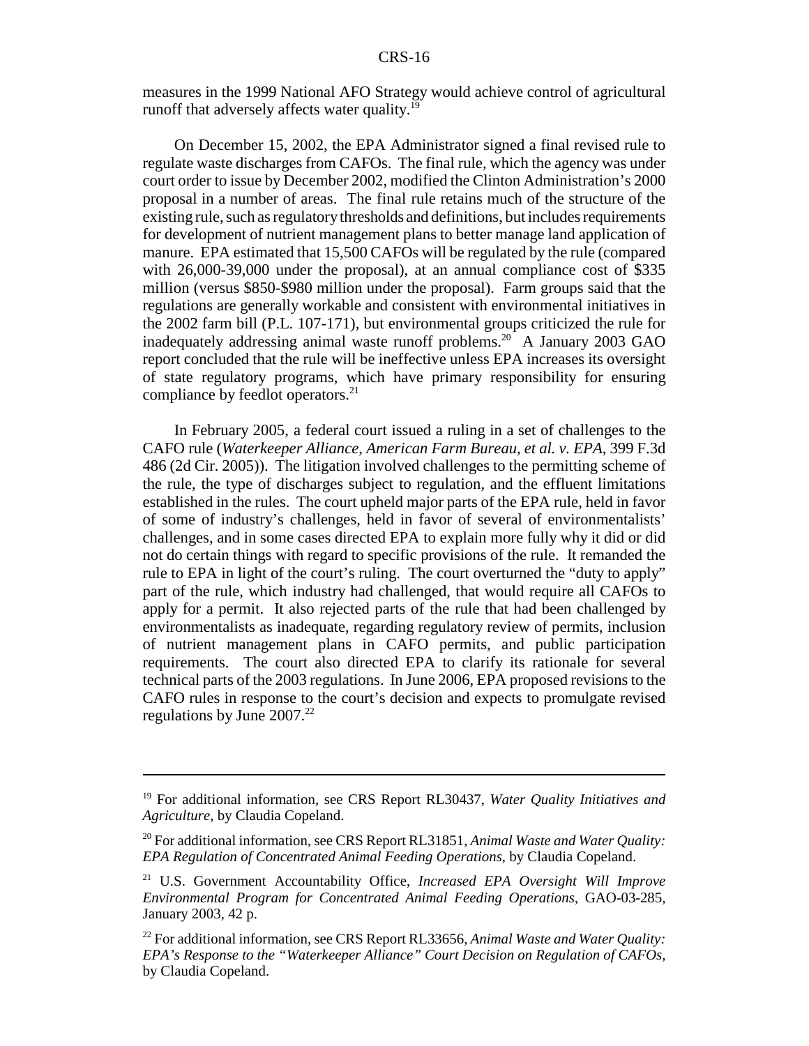measures in the 1999 National AFO Strategy would achieve control of agricultural runoff that adversely affects water quality.[19]

On December 15, 2002, the EPA Administrator signed a final revised rule to regulate waste discharges from CAFOs. The final rule, which the agency was under court order to issue by December 2002, modified the Clinton Administration's 2000 proposal in a number of areas. The final rule retains much of the structure of the existing rule, such as regulatory thresholds and definitions, but includes requirements for development of nutrient management plans to better manage land application of manure. EPA estimated that 15,500 CAFOs will be regulated by the rule (compared with 26,000-39,000 under the proposal), at an annual compliance cost of $335 million (versus $850-$980 million under the proposal). Farm groups said that the regulations are generally workable and consistent with environmental initiatives in the 2002 farm bill (P.L. 107-171), but environmental groups criticized the rule for inadequately addressing animal waste runoff problems.[20] A January 2003 GAO report concluded that the rule will be ineffective unless EPA increases its oversight of state regulatory programs, which have primary responsibility for ensuring compliance by feedlot operators.[21]

In February 2005, a federal court issued a ruling in a set of challenges to the CAFO rule (*Waterkeeper Alliance, American Farm Bureau, et al. v. EPA*, 399 F.3d 486 (2d Cir. 2005)). The litigation involved challenges to the permitting scheme of the rule, the type of discharges subject to regulation, and the effluent limitations established in the rules. The court upheld major parts of the EPA rule, held in favor of some of industry's challenges, held in favor of several of environmentalists' challenges, and in some cases directed EPA to explain more fully why it did or did not do certain things with regard to specific provisions of the rule. It remanded the rule to EPA in light of the court's ruling. The court overturned the "duty to apply" part of the rule, which industry had challenged, that would require all CAFOs to apply for a permit. It also rejected parts of the rule that had been challenged by environmentalists as inadequate, regarding regulatory review of permits, inclusion of nutrient management plans in CAFO permits, and public participation requirements. The court also directed EPA to clarify its rationale for several technical parts of the 2003 regulations. In June 2006, EPA proposed revisions to the CAFO rules in response to the court's decision and expects to promulgate revised regulations by June 2007.[22]

---

[19] For additional information, see CRS Report RL30437, *Water Quality Initiatives and Agriculture*, by Claudia Copeland.

[20] For additional information, see CRS Report RL31851, *Animal Waste and Water Quality: EPA Regulation of Concentrated Animal Feeding Operations*, by Claudia Copeland.

[21] U.S. Government Accountability Office, *Increased EPA Oversight Will Improve Environmental Program for Concentrated Animal Feeding Operations*, GAO-03-285, January 2003, 42 p.

[22] For additional information, see CRS Report RL33656, *Animal Waste and Water Quality: EPA's Response to the "Waterkeeper Alliance" Court Decision on Regulation of CAFOs*, by Claudia Copeland.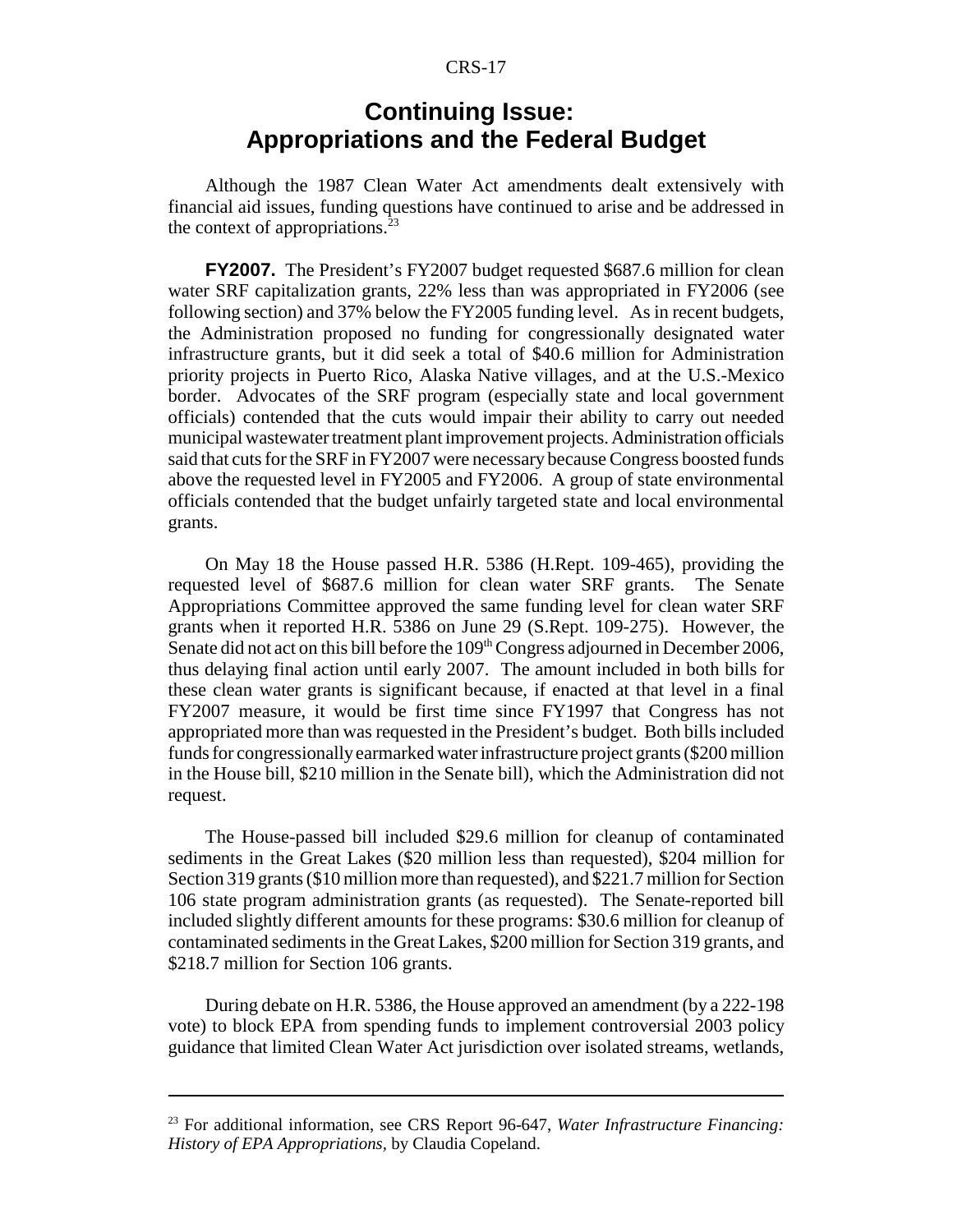# Continuing Issue: Appropriations and the Federal Budget

Although the 1987 Clean Water Act amendments dealt extensively with financial aid issues, funding questions have continued to arise and be addressed in the context of appropriations.[23]

**FY2007.** The President's FY2007 budget requested $687.6 million for clean water SRF capitalization grants, 22% less than was appropriated in FY2006 (see following section) and 37% below the FY2005 funding level. As in recent budgets, the Administration proposed no funding for congressionally designated water infrastructure grants, but it did seek a total of $40.6 million for Administration priority projects in Puerto Rico, Alaska Native villages, and at the U.S.-Mexico border. Advocates of the SRF program (especially state and local government officials) contended that the cuts would impair their ability to carry out needed municipal wastewater treatment plant improvement projects. Administration officials said that cuts for the SRF in FY2007 were necessary because Congress boosted funds above the requested level in FY2005 and FY2006. A group of state environmental officials contended that the budget unfairly targeted state and local environmental grants.

On May 18 the House passed H.R. 5386 (H.Rept. 109-465), providing the requested level of $687.6 million for clean water SRF grants. The Senate Appropriations Committee approved the same funding level for clean water SRF grants when it reported H.R. 5386 on June 29 (S.Rept. 109-275). However, the Senate did not act on this bill before the 109th Congress adjourned in December 2006, thus delaying final action until early 2007. The amount included in both bills for these clean water grants is significant because, if enacted at that level in a final FY2007 measure, it would be first time since FY1997 that Congress has not appropriated more than was requested in the President's budget. Both bills included funds for congressionally earmarked water infrastructure project grants ($200 million in the House bill, $210 million in the Senate bill), which the Administration did not request.

The House-passed bill included $29.6 million for cleanup of contaminated sediments in the Great Lakes ($20 million less than requested), $204 million for Section 319 grants ($10 million more than requested), and $221.7 million for Section 106 state program administration grants (as requested). The Senate-reported bill included slightly different amounts for these programs: $30.6 million for cleanup of contaminated sediments in the Great Lakes, $200 million for Section 319 grants, and $218.7 million for Section 106 grants.

During debate on H.R. 5386, the House approved an amendment (by a 222-198 vote) to block EPA from spending funds to implement controversial 2003 policy guidance that limited Clean Water Act jurisdiction over isolated streams, wetlands,

---

[23] For additional information, see CRS Report 96-647, *Water Infrastructure Financing: History of EPA Appropriations*, by Claudia Copeland.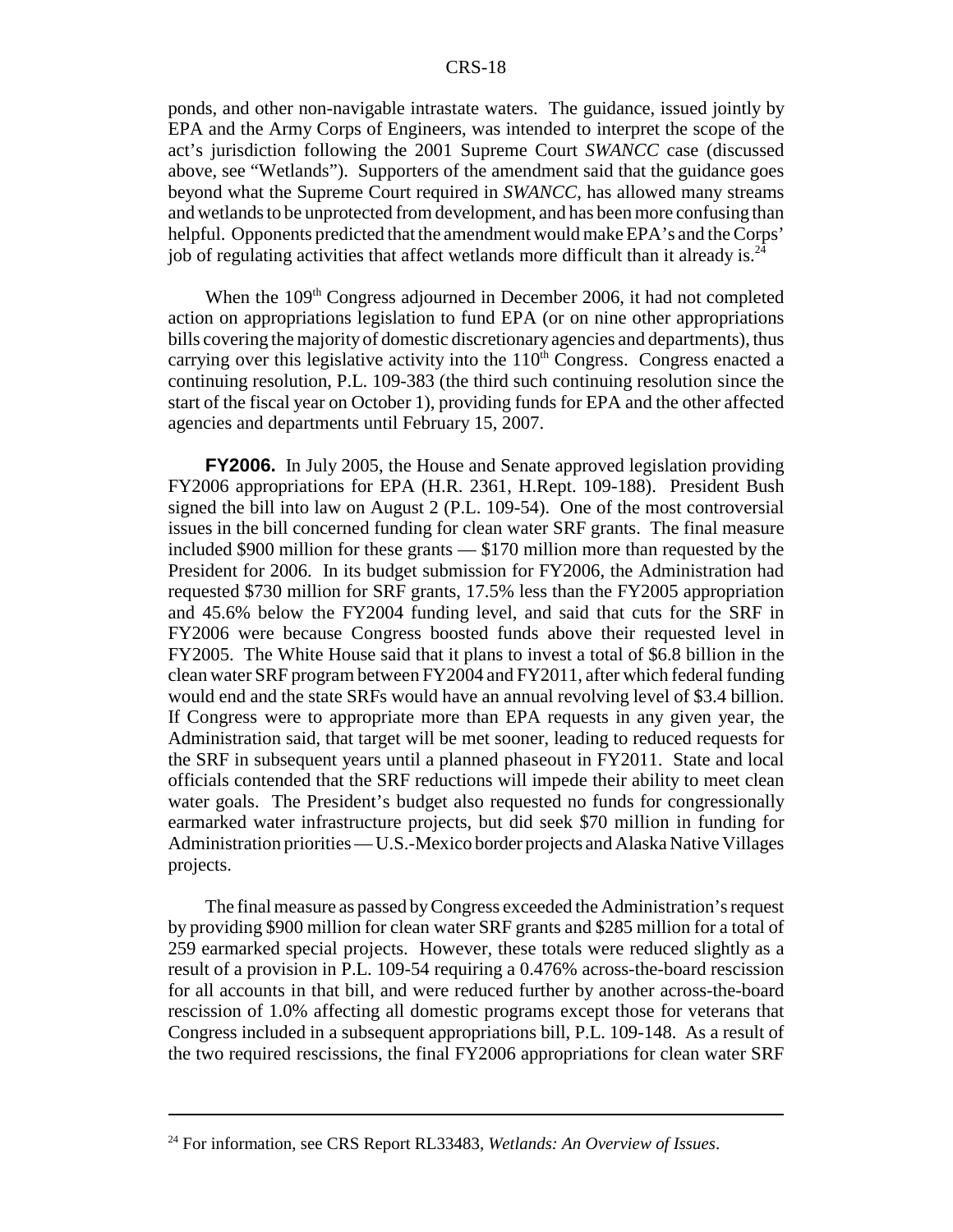ponds, and other non-navigable intrastate waters. The guidance, issued jointly by EPA and the Army Corps of Engineers, was intended to interpret the scope of the act's jurisdiction following the 2001 Supreme Court *SWANCC* case (discussed above, see "Wetlands"). Supporters of the amendment said that the guidance goes beyond what the Supreme Court required in *SWANCC*, has allowed many streams and wetlands to be unprotected from development, and has been more confusing than helpful. Opponents predicted that the amendment would make EPA's and the Corps' job of regulating activities that affect wetlands more difficult than it already is.[24]

When the 109th Congress adjourned in December 2006, it had not completed action on appropriations legislation to fund EPA (or on nine other appropriations bills covering the majority of domestic discretionary agencies and departments), thus carrying over this legislative activity into the 110th Congress. Congress enacted a continuing resolution, P.L. 109-383 (the third such continuing resolution since the start of the fiscal year on October 1), providing funds for EPA and the other affected agencies and departments until February 15, 2007.

**FY2006.** In July 2005, the House and Senate approved legislation providing FY2006 appropriations for EPA (H.R. 2361, H.Rept. 109-188). President Bush signed the bill into law on August 2 (P.L. 109-54). One of the most controversial issues in the bill concerned funding for clean water SRF grants. The final measure included $900 million for these grants — $170 million more than requested by the President for 2006. In its budget submission for FY2006, the Administration had requested $730 million for SRF grants, 17.5% less than the FY2005 appropriation and 45.6% below the FY2004 funding level, and said that cuts for the SRF in FY2006 were because Congress boosted funds above their requested level in FY2005. The White House said that it plans to invest a total of $6.8 billion in the clean water SRF program between FY2004 and FY2011, after which federal funding would end and the state SRFs would have an annual revolving level of $3.4 billion. If Congress were to appropriate more than EPA requests in any given year, the Administration said, that target will be met sooner, leading to reduced requests for the SRF in subsequent years until a planned phaseout in FY2011. State and local officials contended that the SRF reductions will impede their ability to meet clean water goals. The President's budget also requested no funds for congressionally earmarked water infrastructure projects, but did seek $70 million in funding for Administration priorities — U.S.-Mexico border projects and Alaska Native Villages projects.

The final measure as passed by Congress exceeded the Administration's request by providing $900 million for clean water SRF grants and $285 million for a total of 259 earmarked special projects. However, these totals were reduced slightly as a result of a provision in P.L. 109-54 requiring a 0.476% across-the-board rescission for all accounts in that bill, and were reduced further by another across-the-board rescission of 1.0% affecting all domestic programs except those for veterans that Congress included in a subsequent appropriations bill, P.L. 109-148. As a result of the two required rescissions, the final FY2006 appropriations for clean water SRF

---

[24] For information, see CRS Report RL33483, *Wetlands: An Overview of Issues*.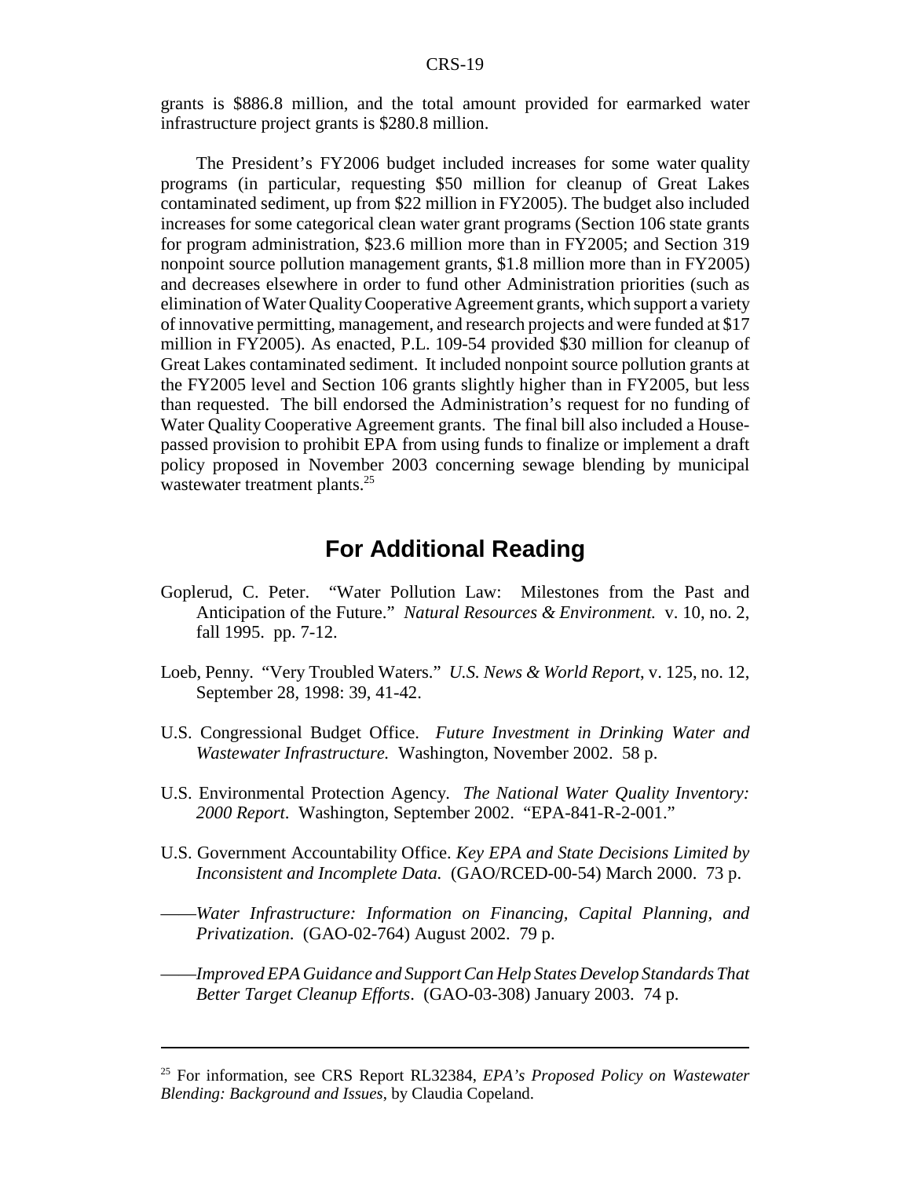grants is \$886.8 million, and the total amount provided for earmarked water infrastructure project grants is \$280.8 million.

The President's FY2006 budget included increases for some water quality programs (in particular, requesting \$50 million for cleanup of Great Lakes contaminated sediment, up from \$22 million in FY2005). The budget also included increases for some categorical clean water grant programs (Section 106 state grants for program administration, \$23.6 million more than in FY2005; and Section 319 nonpoint source pollution management grants, \$1.8 million more than in FY2005) and decreases elsewhere in order to fund other Administration priorities (such as elimination of Water Quality Cooperative Agreement grants, which support a variety of innovative permitting, management, and research projects and were funded at \$17 million in FY2005). As enacted, P.L. 109-54 provided \$30 million for cleanup of Great Lakes contaminated sediment. It included nonpoint source pollution grants at the FY2005 level and Section 106 grants slightly higher than in FY2005, but less than requested. The bill endorsed the Administration's request for no funding of Water Quality Cooperative Agreement grants. The final bill also included a House-passed provision to prohibit EPA from using funds to finalize or implement a draft policy proposed in November 2003 concerning sewage blending by municipal wastewater treatment plants.[25]

## For Additional Reading

Goplerud, C. Peter. "Water Pollution Law: Milestones from the Past and Anticipation of the Future." *Natural Resources & Environment.* v. 10, no. 2, fall 1995. pp. 7-12.

Loeb, Penny. "Very Troubled Waters." *U.S. News & World Report*, v. 125, no. 12, September 28, 1998: 39, 41-42.

U.S. Congressional Budget Office. *Future Investment in Drinking Water and Wastewater Infrastructure.* Washington, November 2002. 58 p.

U.S. Environmental Protection Agency. *The National Water Quality Inventory: 2000 Report*. Washington, September 2002. "EPA-841-R-2-001."

U.S. Government Accountability Office. *Key EPA and State Decisions Limited by Inconsistent and Incomplete Data.* (GAO/RCED-00-54) March 2000. 73 p.

——*Water Infrastructure: Information on Financing, Capital Planning, and Privatization*. (GAO-02-764) August 2002. 79 p.

——*Improved EPA Guidance and Support Can Help States Develop Standards That Better Target Cleanup Efforts*. (GAO-03-308) January 2003. 74 p.

---

[25] For information, see CRS Report RL32384, *EPA's Proposed Policy on Wastewater Blending: Background and Issues*, by Claudia Copeland.